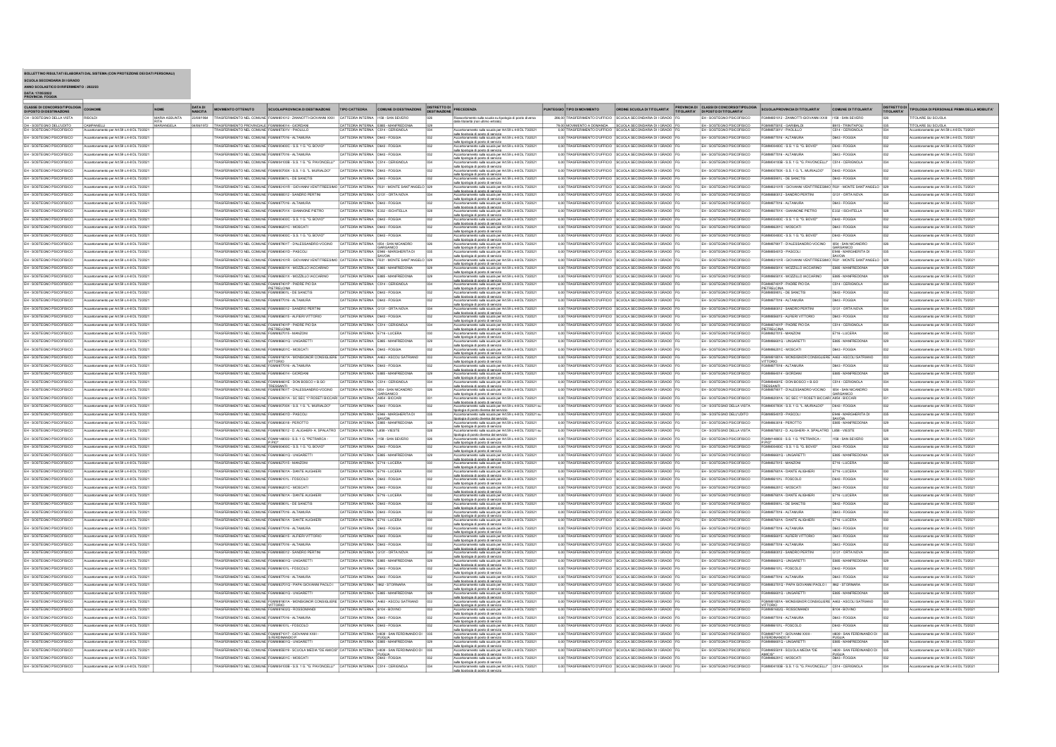**BOLLETTINO RISULTATI ELABORATI DAL SISTEMA (CON PROTEZIONE DEI DATI PERSONALI)**

**SCUOLA SECONDARIA DI I GRADO**

**ANNO SCOLASTICO DI RIFERIMENTO : 2022/23**

**DATA: 17/05/2022**

**PROVINCIA: FOGGIA**

| CLASSE DI CONCORSO/TIPOLOGIA DI POSTO DI DESTINAZIONE | COGNOME | NOME | DATA DI NASCITA | MOVIMENTO OTTENUTO | SCUOLA/PROVINCIA DI DESTINAZIONE | TIPO CATTEDRA | COMUNE DI DESTINAZIONE | DISTRETTO DI DESTINAZIONE | PRECEDENZA | PUNTEGGIO | TIPO DI MOVIMENTO | ORDINE SCUOLA DI TITOLARITA' | PROVINCIA DI TITOLARITA' | CLASSI DI CONCORSO/TIPOLOGIA DI POSTO DI TITOLARITA' | SCUOLA/PROVINCIA DI TITOLARITA' | COMUNE DI TITOLARITA' | DISTRETTO DI TITOLARITA' | TIPOLOGIA DI PERSONALE PRIMA DELLA MOBILITA' |
|---|---|---|---|---|---|---|---|---|---|---|---|---|---|---|---|---|---|---|
| CH - SOSTEGNO DELLA VISTA | RISOLDI | MARIA ASSUNTA RITA | 23/08/1964 | TRASFERIMENTO NEL COMUNE | FGMM85101Q - ZANNOTTI-GIOVANNI XXIII | CATTEDRA INTERNA | I158 - SAN SEVERO | 029 | Riassorbimento sulla scuola su tipologia di posto diversa dalla titolarità (non ultimo entrato) | 266.00 | TRASFERIMENTO D'UFFICIO | SCUOLA SECONDARIA DI I GRADO | FG | EH - SOSTEGNO PSICOFISICO | FGMM85101Q - ZANNOTTI-GIOVANNI XXIII | I158 - SAN SEVERO | 029 | TITOLARE SU SCUOLA |
| DH - SOSTEGNO DELL'UDITO | CAMPANELLI | MARIANGELA | 04/06/1972 | TRASFERIMENTO PROVINCIALE | FGMM84401X - GIORDANI | CATTEDRA INTERNA | E885 - MANFREDONIA | 029 | | 79.00 | MOVIMENTO A DOMANDA | SCUOLA SECONDARIA DI I GRADO | FG | EH - SOSTEGNO PSICOFISICO | FGMM87501E - GARIBALDI | B915 - TRINITAPOLI | 035 | TITOLARE SU SCUOLA |
| EH - SOSTEGNO PSICOFISICO | Accantonamento per Art.59 c.4-8 DL 73/2021 | | | TRASFERIMENTO NEL COMUNE | FGMM87301V - PADULLO | CATTEDRA INTERNA | C514 - CERIGNOLA | 034 | Accantonamento sulla scuola per Art.59 c.4-8 DL 73/2021 sulla tipologia di posto di servizio | 0.00 | TRASFERIMENTO D'UFFICIO | SCUOLA SECONDARIA DI I GRADO | FG | EH - SOSTEGNO PSICOFISICO | FGMM87301V - PADULLO | C514 - CERIGNOLA | 034 | Accantonamento per Art.59 c.4-8 DL 73/2021 |
| EH - SOSTEGNO PSICOFISICO | Accantonamento per Art.59 c.4-8 DL 73/2021 | | | TRASFERIMENTO NEL COMUNE | FGMM877016 - ALTAMURA | CATTEDRA INTERNA | D643 - FOGGIA | 032 | Accantonamento sulla scuola per Art.59 c.4-8 DL 73/2021 sulla tipologia di posto di servizio | 0.00 | TRASFERIMENTO D'UFFICIO | SCUOLA SECONDARIA DI I GRADO | FG | EH - SOSTEGNO PSICOFISICO | FGMM877016 - ALTAMURA | D643 - FOGGIA | 032 | Accantonamento per Art.59 c.4-8 DL 73/2021 |
| EH - SOSTEGNO PSICOFISICO | Accantonamento per Art.59 c.4-8 DL 73/2021 | | | TRASFERIMENTO NEL COMUNE | FGMM00400C - S.S. 1 G. "G. BOVIO" | CATTEDRA INTERNA | D643 - FOGGIA | 032 | Accantonamento sulla scuola per Art.59 c.4-8 DL 73/2021 sulla tipologia di posto di servizio | 0.00 | TRASFERIMENTO D'UFFICIO | SCUOLA SECONDARIA DI I GRADO | FG | EH - SOSTEGNO PSICOFISICO | FGMM00400C - S.S. 1 G. "G. BOVIO" | D643 - FOGGIA | 032 | Accantonamento per Art.59 c.4-8 DL 73/2021 |
| EH - SOSTEGNO PSICOFISICO | Accantonamento per Art.59 c.4-8 DL 73/2021 | | | TRASFERIMENTO NEL COMUNE | FGMM877016 - ALTAMURA | CATTEDRA INTERNA | D643 - FOGGIA | 032 | Accantonamento sulla scuola per Art.59 c.4-8 DL 73/2021 sulla tipologia di posto di servizio | 0.00 | TRASFERIMENTO D'UFFICIO | SCUOLA SECONDARIA DI I GRADO | FG | EH - SOSTEGNO PSICOFISICO | FGMM877016 - ALTAMURA | D643 - FOGGIA | 032 | Accantonamento per Art.59 c.4-8 DL 73/2021 |
| EH - SOSTEGNO PSICOFISICO | Accantonamento per Art.59 c.4-8 DL 73/2021 | | | TRASFERIMENTO NEL COMUNE | FGMM04100B - S.S. 1 G. "G. PAVONCELLI" | CATTEDRA INTERNA | C514 - CERIGNOLA | 034 | Accantonamento sulla scuola per Art.59 c.4-8 DL 73/2021 sulla tipologia di posto di servizio | 0.00 | TRASFERIMENTO D'UFFICIO | SCUOLA SECONDARIA DI I GRADO | FG | EH - SOSTEGNO PSICOFISICO | FGMM04100B - S.S. 1 G. "G. PAVONCELLI" | C514 - CERIGNOLA | 034 | Accantonamento per Art.59 c.4-8 DL 73/2021 |
| EH - SOSTEGNO PSICOFISICO | Accantonamento per Art.59 c.4-8 DL 73/2021 | | | TRASFERIMENTO NEL COMUNE | FGMM00700X - S.S. 1 G. "L. MURIALDO" | CATTEDRA INTERNA | D643 - FOGGIA | 032 | Accantonamento sulla scuola per Art.59 c.4-8 DL 73/2021 sulla tipologia di posto di servizio | 0.00 | TRASFERIMENTO D'UFFICIO | SCUOLA SECONDARIA DI I GRADO | FG | EH - SOSTEGNO PSICOFISICO | FGMM00700X - S.S. 1 G. "L. MURIALDO" | D643 - FOGGIA | 032 | Accantonamento per Art.59 c.4-8 DL 73/2021 |
| EH - SOSTEGNO PSICOFISICO | Accantonamento per Art.59 c.4-8 DL 73/2021 | | | TRASFERIMENTO NEL COMUNE | FGMM85901L - DE SANCTIS | CATTEDRA INTERNA | D643 - FOGGIA | 032 | Accantonamento sulla scuola per Art.59 c.4-8 DL 73/2021 sulla tipologia di posto di servizio | 0.00 | TRASFERIMENTO D'UFFICIO | SCUOLA SECONDARIA DI I GRADO | FG | EH - SOSTEGNO PSICOFISICO | FGMM85901L - DE SANCTIS | D643 - FOGGIA | 032 | Accantonamento per Art.59 c.4-8 DL 73/2021 |
| EH - SOSTEGNO PSICOFISICO | Accantonamento per Art.59 c.4-8 DL 73/2021 | | | TRASFERIMENTO NEL COMUNE | FGMM83101R - GIOVANNI VENTITREESIMO | CATTEDRA INTERNA | F631 - MONTE SANT'ANGELO | 029 | Accantonamento sulla scuola per Art.59 c.4-8 DL 73/2021 sulla tipologia di posto di servizio | 0.00 | TRASFERIMENTO D'UFFICIO | SCUOLA SECONDARIA DI I GRADO | FG | EH - SOSTEGNO PSICOFISICO | FGMM83101R - GIOVANNI VENTITREESIMO | F631 - MONTE SANT'ANGELO | 029 | Accantonamento per Art.59 c.4-8 DL 73/2021 |
| EH - SOSTEGNO PSICOFISICO | Accantonamento per Art.59 c.4-8 DL 73/2021 | | | TRASFERIMENTO NEL COMUNE | FGMM88801Q - SANDRO PERTINI | CATTEDRA INTERNA | G131 - ORTA NOVA | 034 | Accantonamento sulla scuola per Art.59 c.4-8 DL 73/2021 sulla tipologia di posto di servizio | 0.00 | TRASFERIMENTO D'UFFICIO | SCUOLA SECONDARIA DI I GRADO | FG | EH - SOSTEGNO PSICOFISICO | FGMM88801Q - SANDRO PERTINI | G131 - ORTA NOVA | 034 | Accantonamento per Art.59 c.4-8 DL 73/2021 |
| EH - SOSTEGNO PSICOFISICO | Accantonamento per Art.59 c.4-8 DL 73/2021 | | | TRASFERIMENTO NEL COMUNE | FGMM877016 - ALTAMURA | CATTEDRA INTERNA | D643 - FOGGIA | 032 | Accantonamento sulla scuola per Art.59 c.4-8 DL 73/2021 sulla tipologia di posto di servizio | 0.00 | TRASFERIMENTO D'UFFICIO | SCUOLA SECONDARIA DI I GRADO | FG | EH - SOSTEGNO PSICOFISICO | FGMM877016 - ALTAMURA | D643 - FOGGIA | 032 | Accantonamento per Art.59 c.4-8 DL 73/2021 |
| EH - SOSTEGNO PSICOFISICO | Accantonamento per Art.59 c.4-8 DL 73/2021 | | | TRASFERIMENTO NEL COMUNE | FGMM86701X - GIANNONE PIETRO | CATTEDRA INTERNA | E332 - ISCHITELLA | 028 | Accantonamento sulla scuola per Art.59 c.4-8 DL 73/2021 sulla tipologia di posto di servizio | 0.00 | TRASFERIMENTO D'UFFICIO | SCUOLA SECONDARIA DI I GRADO | FG | EH - SOSTEGNO PSICOFISICO | FGMM86701X - GIANNONE PIETRO | E332 - ISCHITELLA | 028 | Accantonamento per Art.59 c.4-8 DL 73/2021 |
| EH - SOSTEGNO PSICOFISICO | Accantonamento per Art.59 c.4-8 DL 73/2021 | | | TRASFERIMENTO NEL COMUNE | FGMM00400C - S.S. 1 G. "G. BOVIO" | CATTEDRA INTERNA | D643 - FOGGIA | 032 | Accantonamento sulla scuola per Art.59 c.4-8 DL 73/2021 sulla tipologia di posto di servizio | 0.00 | TRASFERIMENTO D'UFFICIO | SCUOLA SECONDARIA DI I GRADO | FG | EH - SOSTEGNO PSICOFISICO | FGMM00400C - S.S. 1 G. "G. BOVIO" | D643 - FOGGIA | 032 | Accantonamento per Art.59 c.4-8 DL 73/2021 |
| EH - SOSTEGNO PSICOFISICO | Accantonamento per Art.59 c.4-8 DL 73/2021 | | | TRASFERIMENTO NEL COMUNE | FGMM86201C - MOSCATI | CATTEDRA INTERNA | D643 - FOGGIA | 032 | Accantonamento sulla scuola per Art.59 c.4-8 DL 73/2021 sulla tipologia di posto di servizio | 0.00 | TRASFERIMENTO D'UFFICIO | SCUOLA SECONDARIA DI I GRADO | FG | EH - SOSTEGNO PSICOFISICO | FGMM86201C - MOSCATI | D643 - FOGGIA | 032 | Accantonamento per Art.59 c.4-8 DL 73/2021 |
| EH - SOSTEGNO PSICOFISICO | Accantonamento per Art.59 c.4-8 DL 73/2021 | | | TRASFERIMENTO NEL COMUNE | FGMM00400C - S.S. 1 G. "G. BOVIO" | CATTEDRA INTERNA | D643 - FOGGIA | 032 | Accantonamento sulla scuola per Art.59 c.4-8 DL 73/2021 sulla tipologia di posto di servizio | 0.00 | TRASFERIMENTO D'UFFICIO | SCUOLA SECONDARIA DI I GRADO | FG | EH - SOSTEGNO PSICOFISICO | FGMM00400C - S.S. 1 G. "G. BOVIO" | D643 - FOGGIA | 032 | Accantonamento per Art.59 c.4-8 DL 73/2021 |
| EH - SOSTEGNO PSICOFISICO | Accantonamento per Art.59 c.4-8 DL 73/2021 | | | TRASFERIMENTO NEL COMUNE | FGMM87901T - D'ALESSANDRO-VOCINO | CATTEDRA INTERNA | I054 - SAN NICANDRO GARGANICO | 026 | Accantonamento sulla scuola per Art.59 c.4-8 DL 73/2021 sulla tipologia di posto di servizio | 0.00 | TRASFERIMENTO D'UFFICIO | SCUOLA SECONDARIA DI I GRADO | FG | EH - SOSTEGNO PSICOFISICO | FGMM87901T - D'ALESSANDRO-VOCINO | I054 - SAN NICANDRO GARGANICO | 026 | Accantonamento per Art.59 c.4-8 DL 73/2021 |
| EH - SOSTEGNO PSICOFISICO | Accantonamento per Art.59 c.4-8 DL 73/2021 | | | TRASFERIMENTO NEL COMUNE | FGMM85401D - PASCOLI | CATTEDRA INTERNA | E946 - MARGHERITA DI SAVOIA | 035 | Accantonamento sulla scuola per Art.59 c.4-8 DL 73/2021 sulla tipologia di posto di servizio | 0.00 | TRASFERIMENTO D'UFFICIO | SCUOLA SECONDARIA DI I GRADO | FG | EH - SOSTEGNO PSICOFISICO | FGMM85401D - PASCOLI | E946 - MARGHERITA DI SAVOIA | 035 | Accantonamento per Art.59 c.4-8 DL 73/2021 |
| EH - SOSTEGNO PSICOFISICO | Accantonamento per Art.59 c.4-8 DL 73/2021 | | | TRASFERIMENTO NEL COMUNE | FGMM83101R - GIOVANNI VENTITREESIMO | CATTEDRA INTERNA | F631 - MONTE SANT'ANGELO | 029 | Accantonamento sulla scuola per Art.59 c.4-8 DL 73/2021 sulla tipologia di posto di servizio | 0.00 | TRASFERIMENTO D'UFFICIO | SCUOLA SECONDARIA DI I GRADO | FG | EH - SOSTEGNO PSICOFISICO | FGMM83101R - GIOVANNI VENTITREESIMO | F631 - MONTE SANT'ANGELO | 029 | Accantonamento per Art.59 c.4-8 DL 73/2021 |
| EH - SOSTEGNO PSICOFISICO | Accantonamento per Art.59 c.4-8 DL 73/2021 | | | TRASFERIMENTO NEL COMUNE | FGMM86601X - MOZZILLO IACCARINO | CATTEDRA INTERNA | E885 - MANFREDONIA | 029 | Accantonamento sulla scuola per Art.59 c.4-8 DL 73/2021 sulla tipologia di posto di servizio | 0.00 | TRASFERIMENTO D'UFFICIO | SCUOLA SECONDARIA DI I GRADO | FG | EH - SOSTEGNO PSICOFISICO | FGMM86601X - MOZZILLO IACCARINO | E885 - MANFREDONIA | 029 | Accantonamento per Art.59 c.4-8 DL 73/2021 |
| EH - SOSTEGNO PSICOFISICO | Accantonamento per Art.59 c.4-8 DL 73/2021 | | | TRASFERIMENTO NEL COMUNE | FGMM86601X - MOZZILLO IACCARINO | CATTEDRA INTERNA | E885 - MANFREDONIA | 029 | Accantonamento sulla scuola per Art.59 c.4-8 DL 73/2021 sulla tipologia di posto di servizio | 0.00 | TRASFERIMENTO D'UFFICIO | SCUOLA SECONDARIA DI I GRADO | FG | EH - SOSTEGNO PSICOFISICO | FGMM86601X - MOZZILLO IACCARINO | E885 - MANFREDONIA | 029 | Accantonamento per Art.59 c.4-8 DL 73/2021 |
| EH - SOSTEGNO PSICOFISICO | Accantonamento per Art.59 c.4-8 DL 73/2021 | | | TRASFERIMENTO NEL COMUNE | FGMM87401P - PADRE PIO DA PIETRELCINA | CATTEDRA INTERNA | C514 - CERIGNOLA | 034 | Accantonamento sulla scuola per Art.59 c.4-8 DL 73/2021 sulla tipologia di posto di servizio | 0.00 | TRASFERIMENTO D'UFFICIO | SCUOLA SECONDARIA DI I GRADO | FG | EH - SOSTEGNO PSICOFISICO | FGMM87401P - PADRE PIO DA PIETRELCINA | C514 - CERIGNOLA | 034 | Accantonamento per Art.59 c.4-8 DL 73/2021 |
| EH - SOSTEGNO PSICOFISICO | Accantonamento per Art.59 c.4-8 DL 73/2021 | | | TRASFERIMENTO NEL COMUNE | FGMM85901L - DE SANCTIS | CATTEDRA INTERNA | D643 - FOGGIA | 032 | Accantonamento sulla scuola per Art.59 c.4-8 DL 73/2021 sulla tipologia di posto di servizio | 0.00 | TRASFERIMENTO D'UFFICIO | SCUOLA SECONDARIA DI I GRADO | FG | EH - SOSTEGNO PSICOFISICO | FGMM85901L - DE SANCTIS | D643 - FOGGIA | 032 | Accantonamento per Art.59 c.4-8 DL 73/2021 |
| EH - SOSTEGNO PSICOFISICO | Accantonamento per Art.59 c.4-8 DL 73/2021 | | | TRASFERIMENTO NEL COMUNE | FGMM877016 - ALTAMURA | CATTEDRA INTERNA | D643 - FOGGIA | 032 | Accantonamento sulla scuola per Art.59 c.4-8 DL 73/2021 sulla tipologia di posto di servizio | 0.00 | TRASFERIMENTO D'UFFICIO | SCUOLA SECONDARIA DI I GRADO | FG | EH - SOSTEGNO PSICOFISICO | FGMM877016 - ALTAMURA | D643 - FOGGIA | 032 | Accantonamento per Art.59 c.4-8 DL 73/2021 |
| EH - SOSTEGNO PSICOFISICO | Accantonamento per Art.59 c.4-8 DL 73/2021 | | | TRASFERIMENTO NEL COMUNE | FGMM88801Q - SANDRO PERTINI | CATTEDRA INTERNA | G131 - ORTA NOVA | 034 | Accantonamento sulla scuola per Art.59 c.4-8 DL 73/2021 sulla tipologia di posto di servizio | 0.00 | TRASFERIMENTO D'UFFICIO | SCUOLA SECONDARIA DI I GRADO | FG | EH - SOSTEGNO PSICOFISICO | FGMM88801Q - SANDRO PERTINI | G131 - ORTA NOVA | 034 | Accantonamento per Art.59 c.4-8 DL 73/2021 |
| EH - SOSTEGNO PSICOFISICO | Accantonamento per Art.59 c.4-8 DL 73/2021 | | | TRASFERIMENTO NEL COMUNE | FGMM85601S - ALFIERI VITTORIO | CATTEDRA INTERNA | D643 - FOGGIA | 032 | Accantonamento sulla scuola per Art.59 c.4-8 DL 73/2021 sulla tipologia di posto di servizio | 0.00 | TRASFERIMENTO D'UFFICIO | SCUOLA SECONDARIA DI I GRADO | FG | EH - SOSTEGNO PSICOFISICO | FGMM85601S - ALFIERI VITTORIO | D643 - FOGGIA | 032 | Accantonamento per Art.59 c.4-8 DL 73/2021 |
| EH - SOSTEGNO PSICOFISICO | Accantonamento per Art.59 c.4-8 DL 73/2021 | | | TRASFERIMENTO NEL COMUNE | FGMM87401P - PADRE PIO DA PIETRELCINA | CATTEDRA INTERNA | C514 - CERIGNOLA | 034 | Accantonamento sulla scuola per Art.59 c.4-8 DL 73/2021 sulla tipologia di posto di servizio | 0.00 | TRASFERIMENTO D'UFFICIO | SCUOLA SECONDARIA DI I GRADO | FG | EH - SOSTEGNO PSICOFISICO | FGMM87401P - PADRE PIO DA PIETRELCINA | C514 - CERIGNOLA | 034 | Accantonamento per Art.59 c.4-8 DL 73/2021 |
| EH - SOSTEGNO PSICOFISICO | Accantonamento per Art.59 c.4-8 DL 73/2021 | | | TRASFERIMENTO NEL COMUNE | FGMM87201S - MANZONI | CATTEDRA INTERNA | E716 - LUCERA | 030 | Accantonamento sulla scuola per Art.59 c.4-8 DL 73/2021 sulla tipologia di posto di servizio | 0.00 | TRASFERIMENTO D'UFFICIO | SCUOLA SECONDARIA DI I GRADO | FG | EH - SOSTEGNO PSICOFISICO | FGMM87201S - MANZONI | E716 - LUCERA | 030 | Accantonamento per Art.59 c.4-8 DL 73/2021 |
| EH - SOSTEGNO PSICOFISICO | Accantonamento per Art.59 c.4-8 DL 73/2021 | | | TRASFERIMENTO NEL COMUNE | FGMM86601Q - UNGARETTI | CATTEDRA INTERNA | E885 - MANFREDONIA | 029 | Accantonamento sulla scuola per Art.59 c.4-8 DL 73/2021 sulla tipologia di posto di servizio | 0.00 | TRASFERIMENTO D'UFFICIO | SCUOLA SECONDARIA DI I GRADO | FG | EH - SOSTEGNO PSICOFISICO | FGMM86601Q - UNGARETTI | E885 - MANFREDONIA | 029 | Accantonamento per Art.59 c.4-8 DL 73/2021 |
| EH - SOSTEGNO PSICOFISICO | Accantonamento per Art.59 c.4-8 DL 73/2021 | | | TRASFERIMENTO NEL COMUNE | FGMM86201C - MOSCATI | CATTEDRA INTERNA | D643 - FOGGIA | 032 | Accantonamento sulla scuola per Art.59 c.4-8 DL 73/2021 sulla tipologia di posto di servizio | 0.00 | TRASFERIMENTO D'UFFICIO | SCUOLA SECONDARIA DI I GRADO | FG | EH - SOSTEGNO PSICOFISICO | FGMM86201C - MOSCATI | D643 - FOGGIA | 032 | Accantonamento per Art.59 c.4-8 DL 73/2021 |
| EH - SOSTEGNO PSICOFISICO | Accantonamento per Art.59 c.4-8 DL 73/2021 | | | TRASFERIMENTO NEL COMUNE | FGMM81801A - MONSIGNOR CONSIGLIERE VITTORIO | CATTEDRA INTERNA | A463 - ASCOLI SATRIANO | 033 | Accantonamento sulla scuola per Art.59 c.4-8 DL 73/2021 sulla tipologia di posto di servizio | 0.00 | TRASFERIMENTO D'UFFICIO | SCUOLA SECONDARIA DI I GRADO | FG | EH - SOSTEGNO PSICOFISICO | FGMM81801A - MONSIGNOR CONSIGLIERE VITTORIO | A463 - ASCOLI SATRIANO | 033 | Accantonamento per Art.59 c.4-8 DL 73/2021 |
| EH - SOSTEGNO PSICOFISICO | Accantonamento per Art.59 c.4-8 DL 73/2021 | | | TRASFERIMENTO NEL COMUNE | FGMM877016 - ALTAMURA | CATTEDRA INTERNA | D643 - FOGGIA | 032 | Accantonamento sulla scuola per Art.59 c.4-8 DL 73/2021 sulla tipologia di posto di servizio | 0.00 | TRASFERIMENTO D'UFFICIO | SCUOLA SECONDARIA DI I GRADO | FG | EH - SOSTEGNO PSICOFISICO | FGMM877016 - ALTAMURA | D643 - FOGGIA | 032 | Accantonamento per Art.59 c.4-8 DL 73/2021 |
| EH - SOSTEGNO PSICOFISICO | Accantonamento per Art.59 c.4-8 DL 73/2021 | | | TRASFERIMENTO NEL COMUNE | FGMM84401X - GIORDANI | CATTEDRA INTERNA | E885 - MANFREDONIA | 029 | Accantonamento sulla scuola per Art.59 c.4-8 DL 73/2021 sulla tipologia di posto di servizio | 0.00 | TRASFERIMENTO D'UFFICIO | SCUOLA SECONDARIA DI I GRADO | FG | EH - SOSTEGNO PSICOFISICO | FGMM84401X - GIORDANI | E885 - MANFREDONIA | 029 | Accantonamento per Art.59 c.4-8 DL 73/2021 |
| EH - SOSTEGNO PSICOFISICO | Accantonamento per Art.59 c.4-8 DL 73/2021 | | | TRASFERIMENTO NEL COMUNE | FGMM84001E - DON BOSCO + B.GO TRESSANTI | CATTEDRA INTERNA | C514 - CERIGNOLA | 034 | Accantonamento sulla scuola per Art.59 c.4-8 DL 73/2021 sulla tipologia di posto di servizio | 0.00 | TRASFERIMENTO D'UFFICIO | SCUOLA SECONDARIA DI I GRADO | FG | EH - SOSTEGNO PSICOFISICO | FGMM84001E - DON BOSCO + B.GO TRESSANTI | C514 - CERIGNOLA | 034 | Accantonamento per Art.59 c.4-8 DL 73/2021 |
| EH - SOSTEGNO PSICOFISICO | Accantonamento per Art.59 c.4-8 DL 73/2021 | | | TRASFERIMENTO NEL COMUNE | FGMM87901T - D'ALESSANDRO-VOCINO | CATTEDRA INTERNA | I054 - SAN NICANDRO GARGANICO | 026 | Accantonamento sulla scuola per Art.59 c.4-8 DL 73/2021 sulla tipologia di posto di servizio | 0.00 | TRASFERIMENTO D'UFFICIO | SCUOLA SECONDARIA DI I GRADO | FG | EH - SOSTEGNO PSICOFISICO | FGMM87901T - D'ALESSANDRO-VOCINO | I054 - SAN NICANDRO GARGANICO | 026 | Accantonamento per Art.59 c.4-8 DL 73/2021 |
| EH - SOSTEGNO PSICOFISICO | Accantonamento per Art.59 c.4-8 DL 73/2021 | | | TRASFERIMENTO NEL COMUNE | FGMM82001A - SC.SEC.1G ROSETI BICCARI | CATTEDRA INTERNA | A854 - BICCARI | 031 | Accantonamento sulla scuola per Art.59 c.4-8 DL 73/2021 sulla tipologia di posto di servizio | 0.00 | TRASFERIMENTO D'UFFICIO | SCUOLA SECONDARIA DI I GRADO | FG | EH - SOSTEGNO PSICOFISICO | FGMM82001A - SC.SEC.1G ROSETI BICCARI | A854 - BICCARI | 031 | Accantonamento per Art.59 c.4-8 DL 73/2021 |
| EH - SOSTEGNO PSICOFISICO | Accantonamento per Art.59 c.4-8 DL 73/2021 | | | TRASFERIMENTO NEL COMUNE | FGMM00700X - S.S. 1 G. "L. MURIALDO" | CATTEDRA INTERNA | D643 - FOGGIA | 032 | Accantonamento sulla scuola per Art.59 c.4-8 DL 73/2021 su tipologia di posto diversa dal servizio | 0.00 | TRASFERIMENTO D'UFFICIO | SCUOLA SECONDARIA DI I GRADO | FG | CH - SOSTEGNO DELLA VISTA | FGMM00700X - S.S. 1 G. "L. MURIALDO" | D643 - FOGGIA | 032 | Accantonamento per Art.59 c.4-8 DL 73/2021 |
| EH - SOSTEGNO PSICOFISICO | Accantonamento per Art.59 c.4-8 DL 73/2021 | | | TRASFERIMENTO NEL COMUNE | FGMM85401D - PASCOLI | CATTEDRA INTERNA | E946 - MARGHERITA DI SAVOIA | 035 | Accantonamento sulla scuola per Art.59 c.4-8 DL 73/2021 su tipologia di posto diversa dal servizio | 0.00 | TRASFERIMENTO D'UFFICIO | SCUOLA SECONDARIA DI I GRADO | FG | DH - SOSTEGNO DELL'UDITO | FGMM85401D - PASCOLI | E946 - MARGHERITA DI SAVOIA | 035 | Accantonamento per Art.59 c.4-8 DL 73/2021 |
| EH - SOSTEGNO PSICOFISICO | Accantonamento per Art.59 c.4-8 DL 73/2021 | | | TRASFERIMENTO NEL COMUNE | FGMM86401? - PEROTTO | CATTEDRA INTERNA | E885 - MANFREDONIA | 029 | Accantonamento sulla scuola per Art.59 c.4-8 DL 73/2021 sulla tipologia di posto di servizio | 0.00 | TRASFERIMENTO D'UFFICIO | SCUOLA SECONDARIA DI I GRADO | FG | EH - SOSTEGNO PSICOFISICO | FGMM86401? - PEROTTO | E885 - MANFREDONIA | 029 | Accantonamento per Art.59 c.4-8 DL 73/2021 |
| EH - SOSTEGNO PSICOFISICO | Accantonamento per Art.59 c.4-8 DL 73/2021 | | | TRASFERIMENTO NEL COMUNE | FGMM879012 - G. ALIGHIERI- A. SPALATRO | CATTEDRA INTERNA | L858 - VIESTE | 028 | Accantonamento sulla scuola per Art.59 c.4-8 DL 73/2021 su tipologia di posto diversa dal servizio | 0.00 | TRASFERIMENTO D'UFFICIO | SCUOLA SECONDARIA DI I GRADO | FG | CH - SOSTEGNO DELLA VISTA | FGMM879012 - G. ALIGHIERI- A. SPALATRO | L858 - VIESTE | 028 | Accantonamento per Art.59 c.4-8 DL 73/2021 |
| EH - SOSTEGNO PSICOFISICO | Accantonamento per Art.59 c.4-8 DL 73/2021 | | | TRASFERIMENTO NEL COMUNE | FGMM14800G - S.S. 1 G. "PETRARCA - P.PIO" | CATTEDRA INTERNA | I158 - SAN SEVERO | 029 | Accantonamento sulla scuola per Art.59 c.4-8 DL 73/2021 sulla tipologia di posto di servizio | 0.00 | TRASFERIMENTO D'UFFICIO | SCUOLA SECONDARIA DI I GRADO | FG | EH - SOSTEGNO PSICOFISICO | FGMM14800G - S.S. 1 G. "PETRARCA - P.PIO" | I158 - SAN SEVERO | 029 | Accantonamento per Art.59 c.4-8 DL 73/2021 |
| EH - SOSTEGNO PSICOFISICO | Accantonamento per Art.59 c.4-8 DL 73/2021 | | | TRASFERIMENTO NEL COMUNE | FGMM00400C - S.S. 1 G. "G. BOVIO" | CATTEDRA INTERNA | D643 - FOGGIA | 032 | Accantonamento sulla scuola per Art.59 c.4-8 DL 73/2021 sulla tipologia di posto di servizio | 0.00 | TRASFERIMENTO D'UFFICIO | SCUOLA SECONDARIA DI I GRADO | FG | EH - SOSTEGNO PSICOFISICO | FGMM00400C - S.S. 1 G. "G. BOVIO" | D643 - FOGGIA | 032 | Accantonamento per Art.59 c.4-8 DL 73/2021 |
| EH - SOSTEGNO PSICOFISICO | Accantonamento per Art.59 c.4-8 DL 73/2021 | | | TRASFERIMENTO NEL COMUNE | FGMM86601Q - UNGARETTI | CATTEDRA INTERNA | E885 - MANFREDONIA | 029 | Accantonamento sulla scuola per Art.59 c.4-8 DL 73/2021 sulla tipologia di posto di servizio | 0.00 | TRASFERIMENTO D'UFFICIO | SCUOLA SECONDARIA DI I GRADO | FG | EH - SOSTEGNO PSICOFISICO | FGMM86601Q - UNGARETTI | E885 - MANFREDONIA | 029 | Accantonamento per Art.59 c.4-8 DL 73/2021 |
| EH - SOSTEGNO PSICOFISICO | Accantonamento per Art.59 c.4-8 DL 73/2021 | | | TRASFERIMENTO NEL COMUNE | FGMM87201S - MANZONI | CATTEDRA INTERNA | E716 - LUCERA | 030 | Accantonamento sulla scuola per Art.59 c.4-8 DL 73/2021 sulla tipologia di posto di servizio | 0.00 | TRASFERIMENTO D'UFFICIO | SCUOLA SECONDARIA DI I GRADO | FG | EH - SOSTEGNO PSICOFISICO | FGMM87201S - MANZONI | E716 - LUCERA | 030 | Accantonamento per Art.59 c.4-8 DL 73/2021 |
| EH - SOSTEGNO PSICOFISICO | Accantonamento per Art.59 c.4-8 DL 73/2021 | | | TRASFERIMENTO NEL COMUNE | FGMM87601A - DANTE ALIGHIERI | CATTEDRA INTERNA | E716 - LUCERA | 030 | Accantonamento sulla scuola per Art.59 c.4-8 DL 73/2021 sulla tipologia di posto di servizio | 0.00 | TRASFERIMENTO D'UFFICIO | SCUOLA SECONDARIA DI I GRADO | FG | EH - SOSTEGNO PSICOFISICO | FGMM87601A - DANTE ALIGHIERI | E716 - LUCERA | 030 | Accantonamento per Art.59 c.4-8 DL 73/2021 |
| EH - SOSTEGNO PSICOFISICO | Accantonamento per Art.59 c.4-8 DL 73/2021 | | | TRASFERIMENTO NEL COMUNE | FGMM86101L - FOSCOLO | CATTEDRA INTERNA | D643 - FOGGIA | 032 | Accantonamento sulla scuola per Art.59 c.4-8 DL 73/2021 sulla tipologia di posto di servizio | 0.00 | TRASFERIMENTO D'UFFICIO | SCUOLA SECONDARIA DI I GRADO | FG | EH - SOSTEGNO PSICOFISICO | FGMM86101L - FOSCOLO | D643 - FOGGIA | 032 | Accantonamento per Art.59 c.4-8 DL 73/2021 |
| EH - SOSTEGNO PSICOFISICO | Accantonamento per Art.59 c.4-8 DL 73/2021 | | | TRASFERIMENTO NEL COMUNE | FGMM86201C - MOSCATI | CATTEDRA INTERNA | D643 - FOGGIA | 032 | Accantonamento sulla scuola per Art.59 c.4-8 DL 73/2021 sulla tipologia di posto di servizio | 0.00 | TRASFERIMENTO D'UFFICIO | SCUOLA SECONDARIA DI I GRADO | FG | EH - SOSTEGNO PSICOFISICO | FGMM86201C - MOSCATI | D643 - FOGGIA | 032 | Accantonamento per Art.59 c.4-8 DL 73/2021 |
| EH - SOSTEGNO PSICOFISICO | Accantonamento per Art.59 c.4-8 DL 73/2021 | | | TRASFERIMENTO NEL COMUNE | FGMM87601A - DANTE ALIGHIERI | CATTEDRA INTERNA | E716 - LUCERA | 030 | Accantonamento sulla scuola per Art.59 c.4-8 DL 73/2021 sulla tipologia di posto di servizio | 0.00 | TRASFERIMENTO D'UFFICIO | SCUOLA SECONDARIA DI I GRADO | FG | EH - SOSTEGNO PSICOFISICO | FGMM87601A - DANTE ALIGHIERI | E716 - LUCERA | 030 | Accantonamento per Art.59 c.4-8 DL 73/2021 |
| EH - SOSTEGNO PSICOFISICO | Accantonamento per Art.59 c.4-8 DL 73/2021 | | | TRASFERIMENTO NEL COMUNE | FGMM85901L - DE SANCTIS | CATTEDRA INTERNA | D643 - FOGGIA | 032 | Accantonamento sulla scuola per Art.59 c.4-8 DL 73/2021 sulla tipologia di posto di servizio | 0.00 | TRASFERIMENTO D'UFFICIO | SCUOLA SECONDARIA DI I GRADO | FG | EH - SOSTEGNO PSICOFISICO | FGMM85901L - DE SANCTIS | D643 - FOGGIA | 032 | Accantonamento per Art.59 c.4-8 DL 73/2021 |
| EH - SOSTEGNO PSICOFISICO | Accantonamento per Art.59 c.4-8 DL 73/2021 | | | TRASFERIMENTO NEL COMUNE | FGMM877016 - ALTAMURA | CATTEDRA INTERNA | D643 - FOGGIA | 032 | Accantonamento sulla scuola per Art.59 c.4-8 DL 73/2021 sulla tipologia di posto di servizio | 0.00 | TRASFERIMENTO D'UFFICIO | SCUOLA SECONDARIA DI I GRADO | FG | EH - SOSTEGNO PSICOFISICO | FGMM877016 - ALTAMURA | D643 - FOGGIA | 032 | Accantonamento per Art.59 c.4-8 DL 73/2021 |
| EH - SOSTEGNO PSICOFISICO | Accantonamento per Art.59 c.4-8 DL 73/2021 | | | TRASFERIMENTO NEL COMUNE | FGMM87601A - DANTE ALIGHIERI | CATTEDRA INTERNA | E716 - LUCERA | 030 | Accantonamento sulla scuola per Art.59 c.4-8 DL 73/2021 sulla tipologia di posto di servizio | 0.00 | TRASFERIMENTO D'UFFICIO | SCUOLA SECONDARIA DI I GRADO | FG | EH - SOSTEGNO PSICOFISICO | FGMM87601A - DANTE ALIGHIERI | E716 - LUCERA | 030 | Accantonamento per Art.59 c.4-8 DL 73/2021 |
| EH - SOSTEGNO PSICOFISICO | Accantonamento per Art.59 c.4-8 DL 73/2021 | | | TRASFERIMENTO NEL COMUNE | FGMM877016 - ALTAMURA | CATTEDRA INTERNA | D643 - FOGGIA | 032 | Accantonamento sulla scuola per Art.59 c.4-8 DL 73/2021 sulla tipologia di posto di servizio | 0.00 | TRASFERIMENTO D'UFFICIO | SCUOLA SECONDARIA DI I GRADO | FG | EH - SOSTEGNO PSICOFISICO | FGMM877016 - ALTAMURA | D643 - FOGGIA | 032 | Accantonamento per Art.59 c.4-8 DL 73/2021 |
| EH - SOSTEGNO PSICOFISICO | Accantonamento per Art.59 c.4-8 DL 73/2021 | | | TRASFERIMENTO NEL COMUNE | FGMM85601S - ALFIERI VITTORIO | CATTEDRA INTERNA | D643 - FOGGIA | 032 | Accantonamento sulla scuola per Art.59 c.4-8 DL 73/2021 sulla tipologia di posto di servizio | 0.00 | TRASFERIMENTO D'UFFICIO | SCUOLA SECONDARIA DI I GRADO | FG | EH - SOSTEGNO PSICOFISICO | FGMM85601S - ALFIERI VITTORIO | D643 - FOGGIA | 032 | Accantonamento per Art.59 c.4-8 DL 73/2021 |
| EH - SOSTEGNO PSICOFISICO | Accantonamento per Art.59 c.4-8 DL 73/2021 | | | TRASFERIMENTO NEL COMUNE | FGMM877016 - ALTAMURA | CATTEDRA INTERNA | D643 - FOGGIA | 032 | Accantonamento sulla scuola per Art.59 c.4-8 DL 73/2021 sulla tipologia di posto di servizio | 0.00 | TRASFERIMENTO D'UFFICIO | SCUOLA SECONDARIA DI I GRADO | FG | EH - SOSTEGNO PSICOFISICO | FGMM877016 - ALTAMURA | D643 - FOGGIA | 032 | Accantonamento per Art.59 c.4-8 DL 73/2021 |
| EH - SOSTEGNO PSICOFISICO | Accantonamento per Art.59 c.4-8 DL 73/2021 | | | TRASFERIMENTO NEL COMUNE | FGMM88801Q - SANDRO PERTINI | CATTEDRA INTERNA | G131 - ORTA NOVA | 034 | Accantonamento sulla scuola per Art.59 c.4-8 DL 73/2021 sulla tipologia di posto di servizio | 0.00 | TRASFERIMENTO D'UFFICIO | SCUOLA SECONDARIA DI I GRADO | FG | EH - SOSTEGNO PSICOFISICO | FGMM88801Q - SANDRO PERTINI | G131 - ORTA NOVA | 034 | Accantonamento per Art.59 c.4-8 DL 73/2021 |
| EH - SOSTEGNO PSICOFISICO | Accantonamento per Art.59 c.4-8 DL 73/2021 | | | TRASFERIMENTO NEL COMUNE | FGMM86601Q - UNGARETTI | CATTEDRA INTERNA | E885 - MANFREDONIA | 029 | Accantonamento sulla scuola per Art.59 c.4-8 DL 73/2021 sulla tipologia di posto di servizio | 0.00 | TRASFERIMENTO D'UFFICIO | SCUOLA SECONDARIA DI I GRADO | FG | EH - SOSTEGNO PSICOFISICO | FGMM86601Q - UNGARETTI | E885 - MANFREDONIA | 029 | Accantonamento per Art.59 c.4-8 DL 73/2021 |
| EH - SOSTEGNO PSICOFISICO | Accantonamento per Art.59 c.4-8 DL 73/2021 | | | TRASFERIMENTO NEL COMUNE | FGMM86101L - FOSCOLO | CATTEDRA INTERNA | D643 - FOGGIA | 032 | Accantonamento sulla scuola per Art.59 c.4-8 DL 73/2021 sulla tipologia di posto di servizio | 0.00 | TRASFERIMENTO D'UFFICIO | SCUOLA SECONDARIA DI I GRADO | FG | EH - SOSTEGNO PSICOFISICO | FGMM86101L - FOSCOLO | D643 - FOGGIA | 032 | Accantonamento per Art.59 c.4-8 DL 73/2021 |
| EH - SOSTEGNO PSICOFISICO | Accantonamento per Art.59 c.4-8 DL 73/2021 | | | TRASFERIMENTO NEL COMUNE | FGMM877016 - ALTAMURA | CATTEDRA INTERNA | D643 - FOGGIA | 032 | Accantonamento sulla scuola per Art.59 c.4-8 DL 73/2021 sulla tipologia di posto di servizio | 0.00 | TRASFERIMENTO D'UFFICIO | SCUOLA SECONDARIA DI I GRADO | FG | EH - SOSTEGNO PSICOFISICO | FGMM877016 - ALTAMURA | D643 - FOGGIA | 032 | Accantonamento per Art.59 c.4-8 DL 73/2021 |
| EH - SOSTEGNO PSICOFISICO | Accantonamento per Art.59 c.4-8 DL 73/2021 | | | TRASFERIMENTO NEL COMUNE | FGMM87001Q - PAPA GIOVANNI PAOLO I | CATTEDRA INTERNA | I962 - STORNARA | 034 | Accantonamento sulla scuola per Art.59 c.4-8 DL 73/2021 sulla tipologia di posto di servizio | 0.00 | TRASFERIMENTO D'UFFICIO | SCUOLA SECONDARIA DI I GRADO | FG | EH - SOSTEGNO PSICOFISICO | FGMM87001Q - PAPA GIOVANNI PAOLO I | I962 - STORNARA | 034 | Accantonamento per Art.59 c.4-8 DL 73/2021 |
| EH - SOSTEGNO PSICOFISICO | Accantonamento per Art.59 c.4-8 DL 73/2021 | | | TRASFERIMENTO NEL COMUNE | FGMM86601Q - UNGARETTI | CATTEDRA INTERNA | E885 - MANFREDONIA | 029 | Accantonamento sulla scuola per Art.59 c.4-8 DL 73/2021 sulla tipologia di posto di servizio | 0.00 | TRASFERIMENTO D'UFFICIO | SCUOLA SECONDARIA DI I GRADO | FG | EH - SOSTEGNO PSICOFISICO | FGMM86601Q - UNGARETTI | E885 - MANFREDONIA | 029 | Accantonamento per Art.59 c.4-8 DL 73/2021 |
| EH - SOSTEGNO PSICOFISICO | Accantonamento per Art.59 c.4-8 DL 73/2021 | | | TRASFERIMENTO NEL COMUNE | FGMM81801A - MONSIGNOR CONSIGLIERE VITTORIO | CATTEDRA INTERNA | A463 - ASCOLI SATRIANO | 033 | Accantonamento sulla scuola per Art.59 c.4-8 DL 73/2021 sulla tipologia di posto di servizio | 0.00 | TRASFERIMENTO D'UFFICIO | SCUOLA SECONDARIA DI I GRADO | FG | EH - SOSTEGNO PSICOFISICO | FGMM81801A - MONSIGNOR CONSIGLIERE VITTORIO | A463 - ASCOLI SATRIANO | 033 | Accantonamento per Art.59 c.4-8 DL 73/2021 |
| EH - SOSTEGNO PSICOFISICO | Accantonamento per Art.59 c.4-8 DL 73/2021 | | | TRASFERIMENTO NEL COMUNE | FGMM81402? - ROSSOMANDI | CATTEDRA INTERNA | B104 - BOVINO | 033 | Accantonamento sulla scuola per Art.59 c.4-8 DL 73/2021 sulla tipologia di posto di servizio | 0.00 | TRASFERIMENTO D'UFFICIO | SCUOLA SECONDARIA DI I GRADO | FG | EH - SOSTEGNO PSICOFISICO | FGMM81402? - ROSSOMANDI | B104 - BOVINO | 033 | Accantonamento per Art.59 c.4-8 DL 73/2021 |
| EH - SOSTEGNO PSICOFISICO | Accantonamento per Art.59 c.4-8 DL 73/2021 | | | TRASFERIMENTO NEL COMUNE | FGMM86101L - FOSCOLO | CATTEDRA INTERNA | D643 - FOGGIA | 032 | Accantonamento sulla scuola per Art.59 c.4-8 DL 73/2021 sulla tipologia di posto di servizio | 0.00 | TRASFERIMENTO D'UFFICIO | SCUOLA SECONDARIA DI I GRADO | FG | EH - SOSTEGNO PSICOFISICO | FGMM86101L - FOSCOLO | D643 - FOGGIA | 032 | Accantonamento per Art.59 c.4-8 DL 73/2021 |
| EH - SOSTEGNO PSICOFISICO | Accantonamento per Art.59 c.4-8 DL 73/2021 | | | TRASFERIMENTO NEL COMUNE | FGMM871017 - GIOVANNI XXIII - S.FERDINANDO P. | CATTEDRA INTERNA | H839 - SAN FERDINANDO DI PUGLIA | 035 | Accantonamento sulla scuola per Art.59 c.4-8 DL 73/2021 sulla tipologia di posto di servizio | 0.00 | TRASFERIMENTO D'UFFICIO | SCUOLA SECONDARIA DI I GRADO | FG | EH - SOSTEGNO PSICOFISICO | FGMM871017 - GIOVANNI XXIII - S.FERDINANDO P. | H839 - SAN FERDINANDO DI PUGLIA | 035 | Accantonamento per Art.59 c.4-8 DL 73/2021 |
| EH - SOSTEGNO PSICOFISICO | Accantonamento per Art.59 c.4-8 DL 73/2021 | | | TRASFERIMENTO NEL COMUNE | FGMM86601Q - UNGARETTI | CATTEDRA INTERNA | E885 - MANFREDONIA | 029 | Accantonamento sulla scuola per Art.59 c.4-8 DL 73/2021 sulla tipologia di posto di servizio | 0.00 | TRASFERIMENTO D'UFFICIO | SCUOLA SECONDARIA DI I GRADO | FG | EH - SOSTEGNO PSICOFISICO | FGMM86601Q - UNGARETTI | E885 - MANFREDONIA | 029 | Accantonamento per Art.59 c.4-8 DL 73/2021 |
| EH - SOSTEGNO PSICOFISICO | Accantonamento per Art.59 c.4-8 DL 73/2021 | | | TRASFERIMENTO NEL COMUNE | FGMM865019 - SCUOLA MEDIA "DE AMICIS" | CATTEDRA INTERNA | H839 - SAN FERDINANDO DI PUGLIA | 035 | Accantonamento sulla scuola per Art.59 c.4-8 DL 73/2021 sulla tipologia di posto di servizio | 0.00 | TRASFERIMENTO D'UFFICIO | SCUOLA SECONDARIA DI I GRADO | FG | EH - SOSTEGNO PSICOFISICO | FGMM865019 - SCUOLA MEDIA "DE AMICIS" | H839 - SAN FERDINANDO DI PUGLIA | 035 | Accantonamento per Art.59 c.4-8 DL 73/2021 |
| EH - SOSTEGNO PSICOFISICO | Accantonamento per Art.59 c.4-8 DL 73/2021 | | | TRASFERIMENTO NEL COMUNE | FGMM86201C - MOSCATI | CATTEDRA INTERNA | D643 - FOGGIA | 032 | Accantonamento sulla scuola per Art.59 c.4-8 DL 73/2021 sulla tipologia di posto di servizio | 0.00 | TRASFERIMENTO D'UFFICIO | SCUOLA SECONDARIA DI I GRADO | FG | EH - SOSTEGNO PSICOFISICO | FGMM86201C - MOSCATI | D643 - FOGGIA | 032 | Accantonamento per Art.59 c.4-8 DL 73/2021 |
| EH - SOSTEGNO PSICOFISICO | Accantonamento per Art.59 c.4-8 DL 73/2021 | | | TRASFERIMENTO NEL COMUNE | FGMM04100B - S.S. 1 G. "G. PAVONCELLI" | CATTEDRA INTERNA | C514 - CERIGNOLA | 034 | Accantonamento sulla scuola per Art.59 c.4-8 DL 73/2021 sulla tipologia di posto di servizio | 0.00 | TRASFERIMENTO D'UFFICIO | SCUOLA SECONDARIA DI I GRADO | FG | EH - SOSTEGNO PSICOFISICO | FGMM04100B - S.S. 1 G. "G. PAVONCELLI" | C514 - CERIGNOLA | 034 | Accantonamento per Art.59 c.4-8 DL 73/2021 |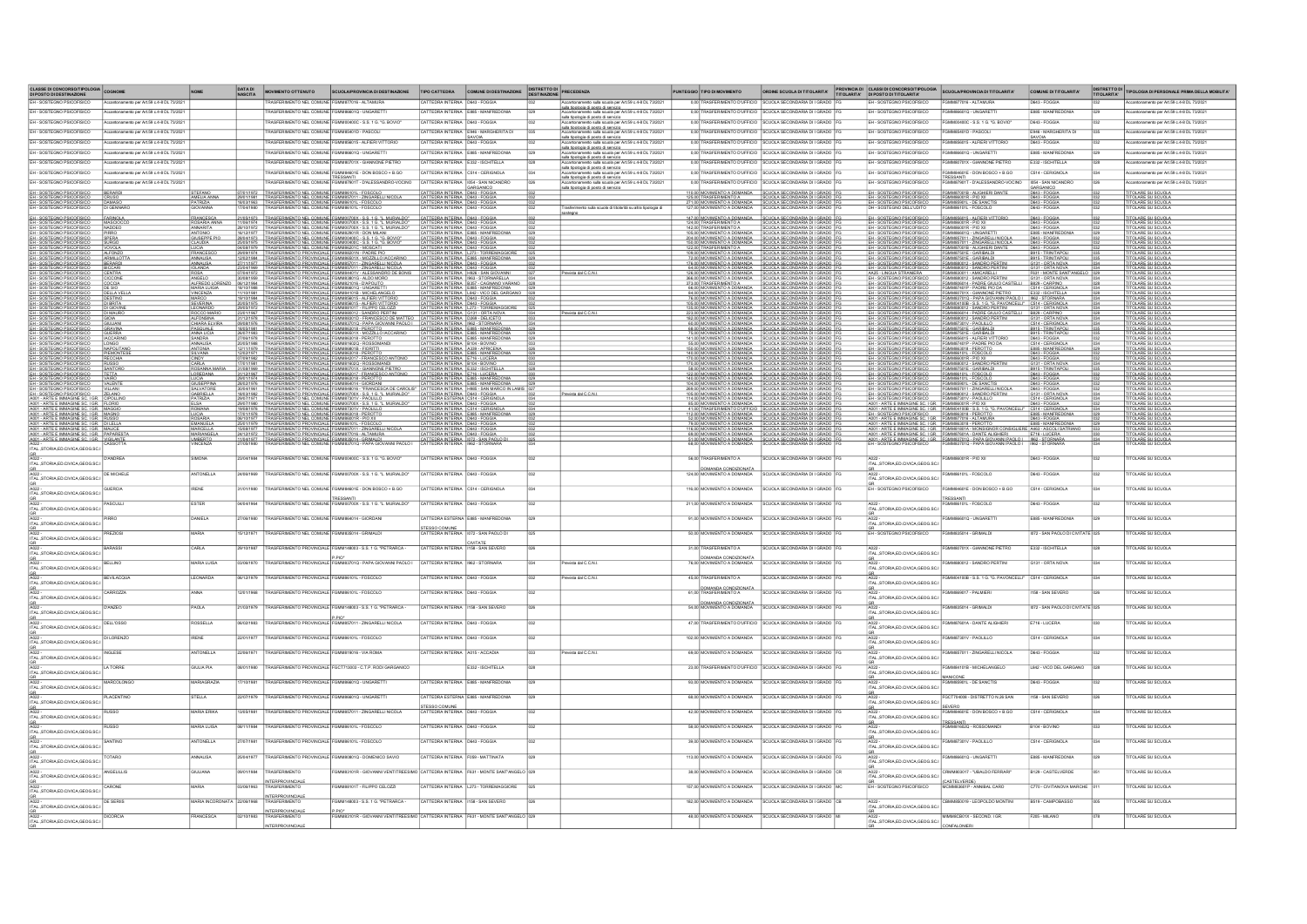| CLASSE DI CONCORSO/TIPOLOGIA DI POSTO DI DESTINAZIONE | COGNOME | NOME | DATA DI NASCITA | MOVIMENTO OTTENUTO | SCUOLA/PROVINCIA DI DESTINAZIONE | TIPO CATTEDRA | COMUNE DI DESTINAZIONE | DISTRETTO DI DESTINAZIONE | PRECEDENZA | PUNTEGGIO | TIPO DI MOVIMENTO | ORDINE SCUOLA DI TITOLARITA' | PROVINCIA DI TITOLARITA' | CLASSE DI CONCORSO/TIPOLOGIA DI POSTO DI TITOLARITA' | SCUOLA/PROVINCIA DI TITOLARITA' | COMUNE DI TITOLARITA' | DISTRETTO DI TITOLARITA' | TIPOLOGIA DI PERSONALE PRIMA DELLA MOBILITA' |
|---|---|---|---|---|---|---|---|---|---|---|---|---|---|---|---|---|---|---|
| EH - SOSTEGNO PSICOFISICO | Accantonamento per Art.58 c.4-ter DL 73/2021 | | | TRASFERIMENTO NEL COMUNE | FGMM87701B - ALTAMURA | CATTEDRA INTERNA | D643 - FOGGIA | 032 | Accantonamento nella scuola per Art.58 c.4-ter DL 73/2021 sulla tipologia di posto di servizio | 0.00 | TRASFERIMENTO D'UFFICIO | SCUOLA SECONDARIA DI I GRADO | FG | EH - SOSTEGNO PSICOFISICO | FGMM87701B - ALTAMURA | D643 - FOGGIA | 032 | Accantonamento per Art.58 c.4-ter DL 73/2021 |
| EH - SOSTEGNO PSICOFISICO | Accantonamento per Art.58 c.4-ter DL 73/2021 | | | TRASFERIMENTO NEL COMUNE | FGMM86601Q - UNGARETTI | CATTEDRA INTERNA | E885 - MANFREDONIA | 029 | Accantonamento nella scuola per Art.58 c.4-ter DL 73/2021 sulla tipologia di posto di servizio | 0.00 | TRASFERIMENTO D'UFFICIO | SCUOLA SECONDARIA DI I GRADO | FG | EH - SOSTEGNO PSICOFISICO | FGMM86601Q - UNGARETTI | E885 - MANFREDONIA | 029 | Accantonamento per Art.58 c.4-ter DL 73/2021 |
| EH - SOSTEGNO PSICOFISICO | Accantonamento per Art.58 c.4-ter DL 73/2021 | | | TRASFERIMENTO NEL COMUNE | FGMM00400C - S.S. 1 G. "G. BOVIO" | CATTEDRA INTERNA | D643 - FOGGIA | 032 | Accantonamento nella scuola per Art.58 c.4-ter DL 73/2021 sulla tipologia di posto di servizio | 0.00 | TRASFERIMENTO D'UFFICIO | SCUOLA SECONDARIA DI I GRADO | FG | EH - SOSTEGNO PSICOFISICO | FGMM00400C - S.S. 1 G. "G. BOVIO" | D643 - FOGGIA | 032 | Accantonamento per Art.58 c.4-ter DL 73/2021 |
| EH - SOSTEGNO PSICOFISICO | Accantonamento per Art.58 c.4-ter DL 73/2021 | | | TRASFERIMENTO NEL COMUNE | FGMM85401D - PASCOLI | CATTEDRA INTERNA | E946 - MARGHERITA DI SAVOIA | 035 | Accantonamento nella scuola per Art.58 c.4-ter DL 73/2021 sulla tipologia di posto di servizio | 0.00 | TRASFERIMENTO D'UFFICIO | SCUOLA SECONDARIA DI I GRADO | FG | EH - SOSTEGNO PSICOFISICO | FGMM85401D - PASCOLI | E946 - MARGHERITA DI SAVOIA | 035 | Accantonamento per Art.58 c.4-ter DL 73/2021 |
| EH - SOSTEGNO PSICOFISICO | Accantonamento per Art.58 c.4-ter DL 73/2021 | | | TRASFERIMENTO NEL COMUNE | FGMM856015 - ALFIERI VITTORIO | CATTEDRA INTERNA | D643 - FOGGIA | 032 | Accantonamento nella scuola per Art.58 c.4-ter DL 73/2021 sulla tipologia di posto di servizio | 0.00 | TRASFERIMENTO D'UFFICIO | SCUOLA SECONDARIA DI I GRADO | FG | EH - SOSTEGNO PSICOFISICO | FGMM856015 - ALFIERI VITTORIO | D643 - FOGGIA | 032 | Accantonamento per Art.58 c.4-ter DL 73/2021 |
| EH - SOSTEGNO PSICOFISICO | Accantonamento per Art.58 c.4-ter DL 73/2021 | | | TRASFERIMENTO NEL COMUNE | FGMM86601Q - UNGARETTI | CATTEDRA INTERNA | E885 - MANFREDONIA | 029 | Accantonamento nella scuola per Art.58 c.4-ter DL 73/2021 sulla tipologia di posto di servizio | 0.00 | TRASFERIMENTO D'UFFICIO | SCUOLA SECONDARIA DI I GRADO | FG | EH - SOSTEGNO PSICOFISICO | FGMM86601Q - UNGARETTI | E885 - MANFREDONIA | 029 | Accantonamento per Art.58 c.4-ter DL 73/2021 |
| EH - SOSTEGNO PSICOFISICO | Accantonamento per Art.58 c.4-ter DL 73/2021 | | | TRASFERIMENTO NEL COMUNE | FGMM85701X - GIANNONE PIETRO | CATTEDRA INTERNA | E332 - ISCHITELLA | 028 | Accantonamento nella scuola per Art.58 c.4-ter DL 73/2021 sulla tipologia di posto di servizio | 0.00 | TRASFERIMENTO D'UFFICIO | SCUOLA SECONDARIA DI I GRADO | FG | EH - SOSTEGNO PSICOFISICO | FGMM85701X - GIANNONE PIETRO | E332 - ISCHITELLA | 028 | Accantonamento per Art.58 c.4-ter DL 73/2021 |
| EH - SOSTEGNO PSICOFISICO | Accantonamento per Art.58 c.4-ter DL 73/2021 | | | TRASFERIMENTO NEL COMUNE | FGMM84601E - DON BOSCO + B.GO TRESSANTI | CATTEDRA INTERNA | C514 - CERIGNOLA | 034 | Accantonamento nella scuola per Art.58 c.4-ter DL 73/2021 sulla tipologia di posto di servizio | 0.00 | TRASFERIMENTO D'UFFICIO | SCUOLA SECONDARIA DI I GRADO | FG | EH - SOSTEGNO PSICOFISICO | FGMM84601E - DON BOSCO + B.GO TRESSANTI | C514 - CERIGNOLA | 034 | Accantonamento per Art.58 c.4-ter DL 73/2021 |
| EH - SOSTEGNO PSICOFISICO | Accantonamento per Art.58 c.4-ter DL 73/2021 | | | TRASFERIMENTO NEL COMUNE | FGMM87901T - D'ALESSANDRO-VOCINO | CATTEDRA INTERNA | I054 - SAN NICANDRO GARGANICO | 026 | Accantonamento nella scuola per Art.58 c.4-ter DL 73/2021 sulla tipologia di posto di servizio | 0.00 | TRASFERIMENTO D'UFFICIO | SCUOLA SECONDARIA DI I GRADO | FG | EH - SOSTEGNO PSICOFISICO | FGMM87901T - D'ALESSANDRO-VOCINO | I054 - SAN NICANDRO GARGANICO | 026 | Accantonamento per Art.58 c.4-ter DL 73/2021 |
| EH - SOSTEGNO PSICOFISICO | BERARDI | STEFANO | | TRASFERIMENTO NEL COMUNE | FGMM86101L - FOSCOLO | CATTEDRA INTERNA | D643 - FOGGIA | 032 | | | MOVIMENTO A DOMANDA | SCUOLA SECONDARIA DI I GRADO | FG | EH - SOSTEGNO PSICOFISICO | FGMM87001B - ALIGHIERI DANTE | D643 - FOGGIA | 032 | TITOLARE SU SCUOLA |
| EH - SOSTEGNO PSICOFISICO | CRUSO | AMELIA ANNA | | TRASFERIMENTO NEL COMUNE | FGMM87201T - ZINGARELLI NICOLA | CATTEDRA INTERNA | D643 - FOGGIA | 032 | | | TRASFERIMENTO A | SCUOLA SECONDARIA DI I GRADO | FG | EH - SOSTEGNO PSICOFISICO | FGMM8601R - PIO XII | D643 - FOGGIA | 032 | TITOLARE SU SCUOLA |
| EH - SOSTEGNO PSICOFISICO | DAMIANO | PATRIZIA | | TRASFERIMENTO NEL COMUNE | FGMM86101L - FOSCOLO | CATTEDRA INTERNA | D643 - FOGGIA | 032 | | | MOVIMENTO A DOMANDA | SCUOLA SECONDARIA DI I GRADO | FG | EH - SOSTEGNO PSICOFISICO | FGMM86101L - DE SANCTIS | D643 - FOGGIA | 032 | TITOLARE SU SCUOLA |
| EH - SOSTEGNO PSICOFISICO | DI GENNARO | GIOVANNA | | TRASFERIMENTO NEL COMUNE | FGMM86101L - FOSCOLO | CATTEDRA INTERNA | D643 - FOGGIA | 032 | Trasferimento sulla scuola di titolarità su altra tipologia di sostegno | | MOVIMENTO A DOMANDA | SCUOLA SECONDARIA DI I GRADO | FG | DH - SOSTEGNO DELL'UDITO | FGMM86101L - FOSCOLO | D643 - FOGGIA | 032 | TITOLARE SU SCUOLA |
| A022 - ITAL.,STORIA,ED.CIVICA,GEOG.SC.I GR | D'ANDRIA | SIMONA | 23/08/1984 | TRASFERIMENTO NEL COMUNE | FGMM00400C - S.S. 1 G. "G. BOVIO" | CATTEDRA INTERNA | D643 - FOGGIA | 032 | | 58.00 | TRASFERIMENTO A DOMANDA CONDIZIONATA | SCUOLA SECONDARIA DI I GRADO | FG | A022 - ITAL.,STORIA,ED.CIVICA,GEOG.SC.I GR | FGMM8601R - PIO XII | D643 - FOGGIA | 032 | TITOLARE SU SCUOLA |
| A022 - ITAL.,STORIA,ED.CIVICA,GEOG.SC.I GR | DE MICHELE | ANTONELLA | 24/09/1968 | TRASFERIMENTO NEL COMUNE | FGMM00700B - S.S. 1 G. "L. MURIALDO" | CATTEDRA INTERNA | D643 - FOGGIA | 032 | | 124.00 | MOVIMENTO A DOMANDA | SCUOLA SECONDARIA DI I GRADO | FG | A022 - ITAL.,STORIA,ED.CIVICA,GEOG.SC.I GR | FGMM86101L - FOSCOLO | D643 - FOGGIA | 032 | TITOLARE SU SCUOLA |
| A022 - ITAL.,STORIA,ED.CIVICA,GEOG.SC.I GR | GUERCIA | IRENE | 31/01/1980 | TRASFERIMENTO NEL COMUNE | FGMM84601E - DON BOSCO + B.GO TRESSANTI | CATTEDRA INTERNA | C514 - CERIGNOLA | 034 | | 116.00 | MOVIMENTO A DOMANDA | SCUOLA SECONDARIA DI I GRADO | FG | EH - SOSTEGNO PSICOFISICO | FGMM84601E - DON BOSCO + B.GO TRESSANTI | C514 - CERIGNOLA | 034 | TITOLARE SU SCUOLA |
| A022 - ITAL.,STORIA,ED.CIVICA,GEOG.SC.I GR | PASCULLI | ESTER | 04/04/1964 | TRASFERIMENTO NEL COMUNE | FGMM00700B - S.S. 1 G. "L. MURIALDO" | CATTEDRA INTERNA | D643 - FOGGIA | 032 | | 211.00 | MOVIMENTO A DOMANDA | SCUOLA SECONDARIA DI I GRADO | FG | A022 - ITAL.,STORIA,ED.CIVICA,GEOG.SC.I GR | FGMM86101L - FOSCOLO | D643 - FOGGIA | 032 | TITOLARE SU SCUOLA |
| A022 - ITAL.,STORIA,ED.CIVICA,GEOG.SC.I GR | PIRRO | DANIELA | 27/06/1980 | TRASFERIMENTO NEL COMUNE | FGMM864014 - GIORDANI | CATTEDRA ESTERNA STESSO COMUNE | E885 - MANFREDONIA | 029 | | 91.00 | MOVIMENTO A DOMANDA | SCUOLA SECONDARIA DI I GRADO | FG | A022 - ITAL.,STORIA,ED.CIVICA,GEOG.SC.I GR | FGMM86601Q - UNGARETTI | E885 - MANFREDONIA | 029 | TITOLARE SU SCUOLA |
| A022 - ITAL.,STORIA,ED.CIVICA,GEOG.SC.I GR | PREZIOSI | MARIA | 10/12/1971 | TRASFERIMENTO NEL COMUNE | FGMM853014 - GRIMALDI | CATTEDRA INTERNA | I072 - SAN PAOLO DI CIVITATE | 025 | | 50.00 | MOVIMENTO A DOMANDA | SCUOLA SECONDARIA DI I GRADO | FG | EH - SOSTEGNO PSICOFISICO | FGMM853014 - GRIMALDI | I072 - SAN PAOLO DI CIVITATE | 025 | TITOLARE SU SCUOLA |
| A022 - ITAL.,STORIA,ED.CIVICA,GEOG.SC.I GR | BARASSI | CARLA | 29/10/1987 | TRASFERIMENTO PROVINCIALE | FGMM148003 - S.S. 1 G. "PETRARCA - P.PIO" | CATTEDRA INTERNA | I158 - SAN SEVERO | 026 | | 31.00 | TRASFERIMENTO A DOMANDA CONDIZIONATA | SCUOLA SECONDARIA DI I GRADO | FG | A022 - ITAL.,STORIA,ED.CIVICA,GEOG.SC.I GR | FGMM85701X - GIANNONE PIETRO | E332 - ISCHITELLA | 028 | TITOLARE SU SCUOLA |
| A022 - ITAL.,STORIA,ED.CIVICA,GEOG.SC.I GR | BELLINO | MARIA LUISA | 03/08/1970 | TRASFERIMENTO PROVINCIALE | FGMM87201Q - PAPA GIOVANNI PAOLO I | CATTEDRA INTERNA | I962 - STORNARA | 034 | Prevista dal C.C.N.I. | 78.00 | MOVIMENTO A DOMANDA | SCUOLA SECONDARIA DI I GRADO | FG | A022 - ITAL.,STORIA,ED.CIVICA,GEOG.SC.I GR | FGMM880012 - SANDRO PERTINI | G131 - ORTA NOVA | 034 | TITOLARE SU SCUOLA |
| A022 - ITAL.,STORIA,ED.CIVICA,GEOG.SC.I GR | BEVILACQUA | LEONARDA | 06/12/1979 | TRASFERIMENTO PROVINCIALE | FGMM86101L - FOSCOLO | CATTEDRA INTERNA | D643 - FOGGIA | 032 | Prevista dal C.C.N.I. | 45.00 | TRASFERIMENTO A DOMANDA CONDIZIONATA | SCUOLA SECONDARIA DI I GRADO | FG | A022 - ITAL.,STORIA,ED.CIVICA,GEOG.SC.I GR | FGMM8100B - S.S. 1 G. "G. PAVONCELLI" | C514 - CERIGNOLA | 034 | TITOLARE SU SCUOLA |
| A022 - ITAL.,STORIA,ED.CIVICA,GEOG.SC.I GR | CARROZZA | ANNA | 12/01/1968 | TRASFERIMENTO PROVINCIALE | FGMM86101L - FOSCOLO | CATTEDRA INTERNA | D643 - FOGGIA | 032 | | 61.00 | TRASFERIMENTO A DOMANDA CONDIZIONATA | SCUOLA SECONDARIA DI I GRADO | FG | A022 - ITAL.,STORIA,ED.CIVICA,GEOG.SC.I GR | FGMM880017 - PALMIERI | I158 - SAN SEVERO | 026 | TITOLARE SU SCUOLA |
| A022 - ITAL.,STORIA,ED.CIVICA,GEOG.SC.I GR | D'AMICO | PAOLA | 21/03/1979 | TRASFERIMENTO PROVINCIALE | FGMM148003 - S.S. 1 G. "PETRARCA - P.PIO" | CATTEDRA INTERNA | I158 - SAN SEVERO | 026 | | 54.00 | TRASFERIMENTO A DOMANDA CONDIZIONATA | SCUOLA SECONDARIA DI I GRADO | FG | A022 - ITAL.,STORIA,ED.CIVICA,GEOG.SC.I GR | FGMM853014 - GRIMALDI | I072 - SAN PAOLO DI CIVITATE | 025 | TITOLARE SU SCUOLA |
| A022 - ITAL.,STORIA,ED.CIVICA,GEOG.SC.I GR | DELL'OSSO | ROSSELLA | 06/02/1983 | TRASFERIMENTO PROVINCIALE | FGMM87201I - ZINGARELLI NICOLA | CATTEDRA INTERNA | D643 - FOGGIA | 032 | | 47.00 | TRASFERIMENTO D'UFFICIO | SCUOLA SECONDARIA DI I GRADO | FG | A022 - ITAL.,STORIA,ED.CIVICA,GEOG.SC.I GR | FGMM87601A - DANTE ALIGHIERI | E716 - LUCERA | 030 | TITOLARE SU SCUOLA |
| A022 - ITAL.,STORIA,ED.CIVICA,GEOG.SC.I GR | DI LORENZO | IRENE | 22/01/1977 | TRASFERIMENTO PROVINCIALE | FGMM86101L - FOSCOLO | CATTEDRA INTERNA | D643 - FOGGIA | 032 | | 102.00 | MOVIMENTO A DOMANDA | SCUOLA SECONDARIA DI I GRADO | FG | A022 - ITAL.,STORIA,ED.CIVICA,GEOG.SC.I GR | FGMM87301V - PAOLILLO | C514 - CERIGNOLA | 034 | TITOLARE SU SCUOLA |
| A022 - ITAL.,STORIA,ED.CIVICA,GEOG.SC.I GR | INGLESE | ANTONELLA | 22/09/1971 | TRASFERIMENTO PROVINCIALE | FGMM819016 - VIA ROMA | CATTEDRA INTERNA | A015 - ACCADIA | 033 | | 66.00 | MOVIMENTO A DOMANDA | SCUOLA SECONDARIA DI I GRADO | FG | A022 - ITAL.,STORIA,ED.CIVICA,GEOG.SC.I GR | FGMM87201I - ZINGARELLI NICOLA | D643 - FOGGIA | 032 | TITOLARE SU SCUOLA |
| A022 - ITAL.,STORIA,ED.CIVICA,GEOG.SC.I GR | LA TORRE | GIULIA PIA | 06/01/1980 | TRASFERIMENTO PROVINCIALE | FGCT71000G - C.T.P. RODI GARGANICO | | E332 - ISCHITELLA | 028 | | 23.00 | TRASFERIMENTO D'UFFICIO | SCUOLA SECONDARIA DI I GRADO | FG | A022 - ITAL.,STORIA,ED.CIVICA,GEOG.SC.I GR | FGMM84101B - MICHELANGELO MANCONE | L842 - VICO DEL GARGANO | 028 | TITOLARE SU SCUOLA |
| A022 - ITAL.,STORIA,ED.CIVICA,GEOG.SC.I GR | MARCOLONGO | MARIAGRAZIA | 17/10/1981 | TRASFERIMENTO PROVINCIALE | FGMM86601Q - UNGARETTI | CATTEDRA INTERNA | E885 - MANFREDONIA | 029 | | 93.00 | MOVIMENTO A DOMANDA | SCUOLA SECONDARIA DI I GRADO | FG | A022 - ITAL.,STORIA,ED.CIVICA,GEOG.SC.I GR | FGMM86101L - DE SANCTIS | D643 - FOGGIA | 032 | TITOLARE SU SCUOLA |
| A022 - ITAL.,STORIA,ED.CIVICA,GEOG.SC.I GR | PLACENTINO | STELLA | 22/07/1979 | TRASFERIMENTO PROVINCIALE | FGMM86601Q - UNGARETTI | CATTEDRA ESTERNA STESSO COMUNE | E885 - MANFREDONIA | 029 | | 68.00 | MOVIMENTO A DOMANDA | SCUOLA SECONDARIA DI I GRADO | FG | A022 - ITAL.,STORIA,ED.CIVICA,GEOG.SC.I GR | FGCT79400B - DISTRETTO N.38 SAN SEVERO | I158 - SAN SEVERO | 026 | TITOLARE SU SCUOLA |
| A022 - ITAL.,STORIA,ED.CIVICA,GEOG.SC.I GR | RUSSO | MARIA ERIKA | 12/05/1981 | TRASFERIMENTO PROVINCIALE | FGMM87201I - ZINGARELLI NICOLA | CATTEDRA INTERNA | D643 - FOGGIA | 032 | | 42.00 | TRASFERIMENTO A DOMANDA | SCUOLA SECONDARIA DI I GRADO | FG | A022 - ITAL.,STORIA,ED.CIVICA,GEOG.SC.I GR | FGMM84601E - DON BOSCO + B.GO TRESSANTI | C514 - CERIGNOLA | 034 | TITOLARE SU SCUOLA |
| A022 - ITAL.,STORIA,ED.CIVICA,GEOG.SC.I GR | RUSSO | MARIA LUISA | 06/11/1984 | TRASFERIMENTO PROVINCIALE | FGMM86101L - FOSCOLO | CATTEDRA INTERNA | D643 - FOGGIA | 032 | | 58.00 | MOVIMENTO A DOMANDA | SCUOLA SECONDARIA DI I GRADO | FG | A022 - ITAL.,STORIA,ED.CIVICA,GEOG.SC.I GR | FGMM82901 - ROSSOMANDI | B104 - BOVINO | 033 | TITOLARE SU SCUOLA |
| A022 - ITAL.,STORIA,ED.CIVICA,GEOG.SC.I GR | SANTINO | ANTONELLA | 27/07/1981 | TRASFERIMENTO PROVINCIALE | FGMM86101L - FOSCOLO | CATTEDRA INTERNA | D643 - FOGGIA | 032 | | 39.00 | MOVIMENTO A DOMANDA | SCUOLA SECONDARIA DI I GRADO | FG | A022 - ITAL.,STORIA,ED.CIVICA,GEOG.SC.I GR | FGMM87301V - PAOLILLO | C514 - CERIGNOLA | 034 | TITOLARE SU SCUOLA |
| A022 - ITAL.,STORIA,ED.CIVICA,GEOG.SC.I GR | TOTARO | ANNALISA | 20/06/1977 | TRASFERIMENTO PROVINCIALE | FGMM80301Q - DOMENICO SAVIO | CATTEDRA INTERNA | F059 - MATTINATA | 029 | | 113.00 | MOVIMENTO A DOMANDA | SCUOLA SECONDARIA DI I GRADO | FG | A022 - ITAL.,STORIA,ED.CIVICA,GEOG.SC.I GR | FGMM86601Q - UNGARETTI | E885 - MANFREDONIA | 029 | TITOLARE SU SCUOLA |
| A022 - ITAL.,STORIA,ED.CIVICA,GEOG.SC.I GR | ANGELILLIS | GIULIANA | 09/01/1984 | TRASFERIMENTO INTERPROVINCIALE | FGMM81101R - GIOVANNI VENTITREESIMO | CATTEDRA INTERNA | F631 - MONTE SANT'ANGELO | 029 | | 38.00 | MOVIMENTO A DOMANDA | SCUOLA SECONDARIA DI I GRADO | CR | A022 - ITAL.,STORIA,ED.CIVICA,GEOG.SC.I GR | CRMM80017 - "UBALDO FERRARI" (CASTELVERDE) | B129 - CASTELVERDE | 051 | TITOLARE SU SCUOLA |
| A022 - ITAL.,STORIA,ED.CIVICA,GEOG.SC.I GR | CARONE | MARIA | 03/06/1965 | TRASFERIMENTO INTERPROVINCIALE | FGMM87101T - FILIPPO CELOZZI | CATTEDRA INTERNA | L273 - TORREMAGGIORE | 025 | | 60.00 | MOVIMENTO A DOMANDA | SCUOLA SECONDARIA DI I GRADO | MC | EH - SOSTEGNO PSICOFISICO | MCMM83601P - ANNIBAL CARO | C770 - CIVITANOVA MARCHE | 011 | TITOLARE SU SCUOLA |
| A022 - ITAL.,STORIA,ED.CIVICA,GEOG.SC.I GR | DE SERIS | MARIA INCORONATA | 22/08/1968 | TRASFERIMENTO INTERPROVINCIALE | FGMM148003 - S.S. 1 G. "PETRARCA - P.PIO" | CATTEDRA INTERNA | I158 - SAN SEVERO | 026 | | 162.00 | MOVIMENTO A DOMANDA | SCUOLA SECONDARIA DI I GRADO | CB | A022 - ITAL.,STORIA,ED.CIVICA,GEOG.SC.I GR | CBMM80019 - LEOPOLDO MONTINI | B519 - CAMPOBASSO | 005 | TITOLARE SU SCUOLA |
| A022 - ITAL.,STORIA,ED.CIVICA,GEOG.SC.I GR | DICORCIA | FRANCESCA | 02/10/1983 | TRASFERIMENTO INTERPROVINCIALE | FGMM81101R - GIOVANNI VENTITREESIMO | CATTEDRA INTERNA | F631 - MONTE SANT'ANGELO | 029 | | 40.00 | MOVIMENTO A DOMANDA | SCUOLA SECONDARIA DI I GRADO | MI | A022 - ITAL.,STORIA,ED.CIVICA,GEOG.SC.I GR | MIMM8C801X - SECOND. I GR. CONFALONIERI | F205 - MILANO | 078 | TITOLARE SU SCUOLA |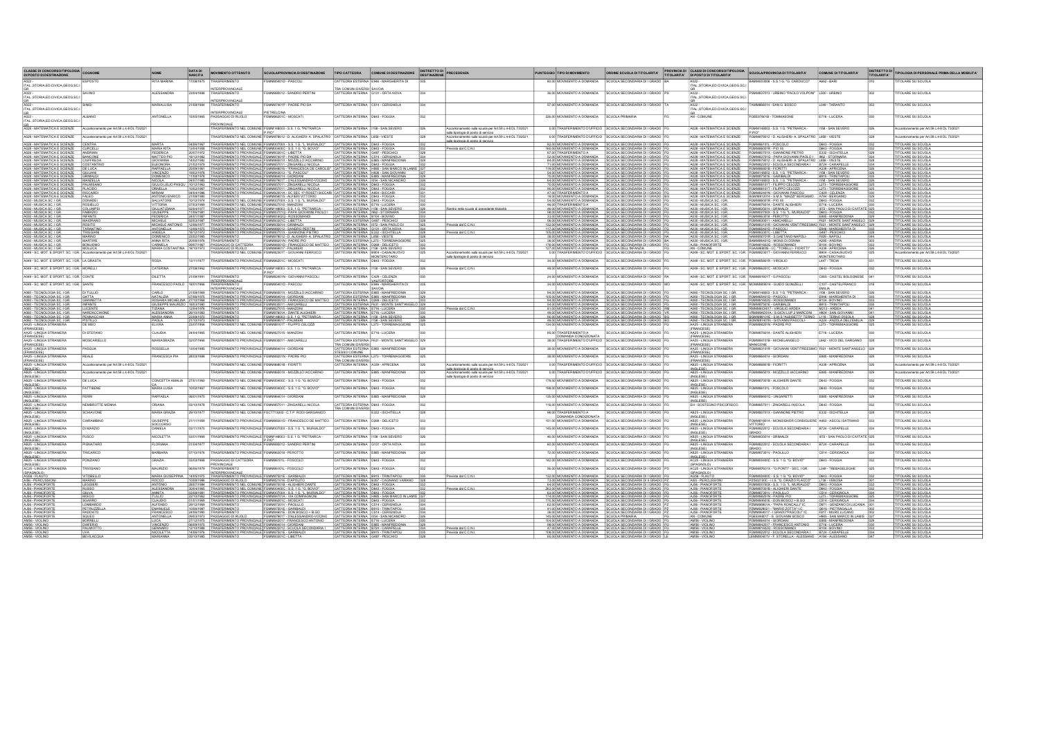| CLASSE DI CONCORSO/TIPOLOGIA DI POSTO DI DESTINAZIONE | COGNOME | NOME | DATA DI NASCITA | MOVIMENTO OTTENUTO | SCUOLA/PROVINCIA DI DESTINAZIONE | TIPO CATTEDRA | COMUNE DI DESTINAZIONE | DISTRETTO DI DESTINAZIONE | PRECEDENZA | PUNTEGGIO | TIPO DI MOVIMENTO | ORDINE SCUOLA DI TITOLARITA' | PROVINCIA DI TITOLARITA' | CLASSE DI CONCORSO/TIPOLOGIA DI POSTO DI TITOLARITA' | SCUOLA/PROVINCIA DI TITOLARITA' | COMUNE DI TITOLARITA' | DISTRETTO DI TITOLARITA' | TIPOLOGIA DI PERSONALE PRIMA DELLA MOBILITA' |
|---|---|---|---|---|---|---|---|---|---|---|---|---|---|---|---|---|---|---|
| A022 - ITAL.,STORIA,ED.CIVICA,GEOG.SC.I GR | ESPOSITO | RITA MARINA | 17/08/1975 | TRASFERIMENTO | FGMM85401D - PASCOLI | CATTEDRA ESTERNA | E946 - MARGHERITA DI SAVOIA | 035 | | 80,00 | MOVIMENTO A DOMANDA | SCUOLA SECONDARIA DI I GRADO | BA | A022 - ITAL.,STORIA,ED.CIVICA,GEOG.SC.I GR | BAMM003008 - S.S.1 G. "G. CARDUCCI" | A662 - BARI | 010 | TITOLARE SU SCUOLA |
| A022 - ITAL.,STORIA,ED.CIVICA,GEOG.SC.I GR | SAVINO | ALESSANDRA | 23/04/1968 | TRASFERIMENTO INTERPROVINCIALE | FGMM86012 - SANDRO PERTINI | TRA COMUNI DIVERSI | G131 - ORTA NOVA | 034 | | 36,00 | MOVIMENTO A DOMANDA | SCUOLA SECONDARIA DI I GRADO | PS | A022 - ITAL.,STORIA,ED.CIVICA,GEOG.SC.I GR | PSMM837013 - URBINO "PAOLO VOLPONI" | L500 - URBINO | 002 | TITOLARE SU SCUOLA |
| A022 - ITAL.,STORIA,ED.CIVICA,GEOG.SC.I GR | SINISI | MARIALUISA | 21/08/1984 | TRASFERIMENTO INTERPROVINCIALE | FGMM87401P - PADRE PIO DA PIETRELCINA | CATTEDRA INTERNA | C514 - CERIGNOLA | 034 | | 57,00 | MOVIMENTO A DOMANDA | SCUOLA SECONDARIA DI I GRADO | TA | A022 - ITAL.,STORIA,ED.CIVICA,GEOG.SC.I GR | TAMM86401X - SAN G. BOSCO | L049 - TARANTO | 053 | TITOLARE SU SCUOLA |
| A022 - ITAL.,STORIA,ED.CIVICA,GEOG.SC.I GR | ALBANO | ANTONELLA | 15/03/1965 | PASSAGGIO DI RUOLO PROVINCIALE | FGMM85201C - MOSCATI | CATTEDRA INTERNA | D643 - FOGGIA | 032 | | 226,00 | MOVIMENTO A DOMANDA | SCUOLA PRIMARIA | FG | AN - COMUNE | FGEE07601B - TOMMASONE | E716 - LUCERA | 030 | TITOLARE SU SCUOLA |
| A028 - MATEMATICA E SCIENZE | Accantonamento per Art.59 c.4-8 DL 73/2021 | | | TRASFERIMENTO NEL COMUNE | FGMM148003 - S.S. 1 G. "PETRARCA - P.PIO" | CATTEDRA INTERNA | I158 - SAN SEVERO | 029 | Accantonamento sulla scuola per Art.59 c.4-8 DL 73/2021 sulla tipologia di posto di servizio | 0,00 | TRASFERIMENTO D'UFFICIO | SCUOLA SECONDARIA DI I GRADO | FG | A028 - MATEMATICA E SCIENZE | FGMM148003 - S.S. 1 G. "PETRARCA - P.PIO" | I158 - SAN SEVERO | 029 | Accantonamento per Art.59 c.4-8 DL 73/2021 |
| A028 - MATEMATICA E SCIENZE | Accantonamento per Art.59 c.4-8 DL 73/2021 | | | TRASFERIMENTO NEL COMUNE | FGMM878012 - D. ALIGHIERI- A. SPALATRO | CATTEDRA INTERNA | L858 - VIESTE | 028 | Accantonamento sulla scuola per Art.59 c.4-8 DL 73/2021 sulla tipologia di posto di servizio | 0,00 | TRASFERIMENTO D'UFFICIO | SCUOLA SECONDARIA DI I GRADO | FG | A028 - MATEMATICA E SCIENZE | FGMM878012 - D. ALIGHIERI- A. SPALATRO | L858 - VIESTE | 028 | Accantonamento per Art.59 c.4-8 DL 73/2021 |
| A028 - MATEMATICA E SCIENZE | CANTRA | MARTA | 04/06/1967 | TRASFERIMENTO NEL COMUNE | FGMM00700X - S.S. 1 G. "L. MURIALDO" | CATTEDRA INTERNA | D643 - FOGGIA | 032 | | 62,00 | MOVIMENTO A DOMANDA | SCUOLA SECONDARIA DI I GRADO | FG | A028 - MATEMATICA E SCIENZE | FGMM84701L - FOSCOLO | D643 - FOGGIA | 032 | TITOLARE SU SCUOLA |
| A028 - MATEMATICA E SCIENZE | CURCELLI | MARIA RITA | 12/01/1966 | TRASFERIMENTO NEL COMUNE | FGMM00400C - S.S. 1 G. "G. BOVIO" | CATTEDRA INTERNA | D643 - FOGGIA | 032 | Prevista dal C.C.N.I. | 160,00 | MOVIMENTO A DOMANDA | SCUOLA SECONDARIA DI I GRADO | FG | A028 - MATEMATICA E SCIENZE | FGMM86601R - PIO XII | D643 - FOGGIA | 032 | TITOLARE SU SCUOLA |
| A028 - MATEMATICA E SCIENZE | ANDRIANI | FEDERICA | 20/07/1972 | TRASFERIMENTO PROVINCIALE | FGMM83801C - LIBETTA | CATTEDRA INTERNA | G487 - PESCHICI | 028 | | 67,00 | MOVIMENTO A DOMANDA | SCUOLA SECONDARIA DI I GRADO | FG | A028 - MATEMATICA E SCIENZE | FGMM85701X - GIANNONE PIETRO | E332 - ISCHITELLA | 028 | TITOLARE SU SCUOLA |
| A028 - MATEMATICA E SCIENZE | BANCONE | MATTEO PIO | 18/12/1982 | TRASFERIMENTO PROVINCIALE | FGMM87401P - PADRE PIO | CATTEDRA ESTERNA | C514 - CERIGNOLA | 034 | | 52,00 | MOVIMENTO A DOMANDA | SCUOLA SECONDARIA DI I GRADO | FG | A028 - MATEMATICA E SCIENZE | FGMM827012 - PAPA GIOVANNI PAOLO I | I962 - STORNARA | 034 | TITOLARE SU SCUOLA |
| A028 - MATEMATICA E SCIENZE | CIOFFREDA | GIOVANNA | 16/02/1983 | TRASFERIMENTO PROVINCIALE | FGMM86501X - MOZZILLO IACCARINO | CATTEDRA INTERNA | E885 - MANFREDONIA | 029 | | 66,00 | MOVIMENTO A DOMANDA | SCUOLA SECONDARIA DI I GRADO | FG | A028 - MATEMATICA E SCIENZE | FGMM878012 - D. ALIGHIERI- A. SPALATRO | L858 - VIESTE | 028 | TITOLARE SU SCUOLA |
| A028 - MATEMATICA E SCIENZE | COSTANTINO | ELENA | 21/03/1977 | TRASFERIMENTO PROVINCIALE | FGMM83701Q - ZINGARELLI NICOLA | CATTEDRA INTERNA | D643 - FOGGIA | 032 | | 71,00 | MOVIMENTO A DOMANDA | SCUOLA SECONDARIA DI I GRADO | FG | A028 - MATEMATICA E SCIENZE | FGMM822012 - SCUOLA SECONDARIA I | B724 - CARAPELLE | 034 | TITOLARE SU SCUOLA |
| A028 - MATEMATICA E SCIENZE | DE LUCA | RAFFAELLA | 25/09/1981 | TRASFERIMENTO PROVINCIALE | FGMM84601B - "FRANCESCA DE CAROLIS" | CATTEDRA INTERNA | H985 - SAN MARCO IN LAMIS | 027 | | 119,00 | MOVIMENTO A DOMANDA | SCUOLA SECONDARIA DI I GRADO | FG | A028 - MATEMATICA E SCIENZE | FGMM86601B - FIORITTI | A339 - APRICENA | 026 | TITOLARE SU SCUOLA |
| A028 - MATEMATICA E SCIENZE | GIULIANI | VINCENZO | 19/02/1976 | TRASFERIMENTO PROVINCIALE | FGMM84301 - "S. PASCOLI" | CATTEDRA INTERNA | H926 - SAN GIOVANNI ROTONDO | 027 | | 54,00 | MOVIMENTO A DOMANDA | SCUOLA SECONDARIA DI I GRADO | FG | A028 - MATEMATICA E SCIENZE | FGMM148003 - S.S. 1 G. "PETRARCA - P.PIO" | I158 - SAN SEVERO | 029 | TITOLARE SU SCUOLA |
| A028 - MATEMATICA E SCIENZE | GRIMALDI | DOMENICO | 11/09/1976 | TRASFERIMENTO PROVINCIALE | FGMM864014 - GIORDANI | CATTEDRA INTERNA | E885 - MANFREDONIA | 029 | | 75,00 | MOVIMENTO A DOMANDA | SCUOLA SECONDARIA DI I GRADO | FG | A028 - MATEMATICA E SCIENZE | FGMM875015 - GARIBALDI | B915 - TRINITAPOLI | 035 | TITOLARE SU SCUOLA |
| A028 - MATEMATICA E SCIENZE | MANZELLA | NICOLA | 04/07/1980 | TRASFERIMENTO PROVINCIALE | FGMM87001 - D'ALESSANDRO-VOCINO | CATTEDRA INTERNA | I054 - SAN NICANDRO GARGANICO | 026 | | 64,00 | MOVIMENTO A DOMANDA | SCUOLA SECONDARIA DI I GRADO | FG | A028 - MATEMATICA E SCIENZE | FGMM148003 - S.S. 1 G. "PETRARCA - P.PIO" | I158 - SAN SEVERO | 029 | TITOLARE SU SCUOLA |
| A028 - MATEMATICA E SCIENZE | PALMISANO | GIULIO LELIO PASQUALE | 10/12/1963 | TRASFERIMENTO NEL COMUNE | FGMM83701Q - ZINGARELLI NICOLA | CATTEDRA INTERNA | D643 - FOGGIA | 032 | | 70,00 | MOVIMENTO A DOMANDA | SCUOLA SECONDARIA DI I GRADO | FG | A028 - MATEMATICA E SCIENZE | FGMM88101T - FILIPPO CECCHI | L273 - TORREMAGGIORE | 025 | TITOLARE SU SCUOLA |
| A028 - MATEMATICA E SCIENZE | PLACIDO | ORNELLA | 10/02/1983 | TRASFERIMENTO PROVINCIALE | FGMM83701Q - ZINGARELLI NICOLA | CATTEDRA INTERNA | D643 - FOGGIA | 032 | | 66,00 | MOVIMENTO A DOMANDA | SCUOLA SECONDARIA DI I GRADO | FG | A028 - MATEMATICA E SCIENZE | FGMM88101T - FILIPPO CECCHI | L273 - TORREMAGGIORE | 025 | TITOLARE SU SCUOLA |
| A028 - MATEMATICA E SCIENZE | RICCARDI | MIRIAM | 04/06/1985 | TRASFERIMENTO PROVINCIALE | FGMM82801A - SC.SEC. 1° ROSETI BICCARI | CATTEDRA INTERNA | A854 - BICCARI | 031 | | 47,00 | TRASFERIMENTO A DOMANDA | SCUOLA SECONDARIA DI I GRADO | FG | A028 - MATEMATICA E SCIENZE | FGMM84201N - GIOVANNI PASCOLI | C429 - CELENZA VALFORTORE | 031 | TITOLARE SU SCUOLA |
| A028 - MATEMATICA E SCIENZE | FALEO | ANTONIO ENRICO | 21/08/1980 | TRASFERIMENTO INTERPROVINCIALE | FGMM86501S - ALFIERI VITTORIO | CATTEDRA INTERNA | D643 - FOGGIA | 032 | | 18,00 | MOVIMENTO A DOMANDA | SCUOLA SECONDARIA DI I GRADO | BG | A028 - MATEMATICA E SCIENZE | BGMM812016 - S.M.S. "MAZZI" BERGAMO | A794 - BERGAMO | 029 | TITOLARE SU SCUOLA |
| A030 - MUSICA SC. I GR. | COVINO | SALVATORE | 10/12/1974 | TRASFERIMENTO NEL COMUNE | FGMM00700X - S.S. 1 G. "L. MURIALDO" | CATTEDRA INTERNA | D643 - FOGGIA | 032 | | 54,00 | MOVIMENTO A DOMANDA | SCUOLA SECONDARIA DI I GRADO | FG | A030 - MUSICA SC. I GR. | FGMM86601R - PIO XII | D643 - FOGGIA | 032 | TITOLARE SU SCUOLA |
| A030 - MUSICA SC. I GR. | ROSIELLO | VITTORIA | 27/03/1969 | TRASFERIMENTO PROVINCIALE | FGMM827015 - MANZONI | CATTEDRA INTERNA | E716 - LUCERA | 030 | | 46,00 | TRASFERIMENTO A DOMANDA | SCUOLA SECONDARIA DI I GRADO | FG | A030 - MUSICA SC. I GR. | FGMM87601A - DANTE ALIGHIERI | E716 - LUCERA | 030 | TITOLARE SU SCUOLA |
| A030 - MUSICA SC. I GR. | COLUMBU | GIANCATERINA | 30/04/1977 | TRASFERIMENTO PROVINCIALE | FGMM148003 - S.S. 1 G. "PETRARCA - P.PIO" | CATTEDRA INTERNA | I158 - SAN SEVERO | 029 | Rientro nella scuola di precedente titolarità | 44,00 | MOVIMENTO A DOMANDA | SCUOLA SECONDARIA DI I GRADO | FG | A030 - MUSICA SC. I GR. | FGMM856014 - GRIMALDI | I072 - SAN PAOLO DI CIVITATE | 029 | TITOLARE SU SCUOLA |
| A030 - MUSICA SC. I GR. | FABRIZIO | CHIARA | 11/09/1981 | TRASFERIMENTO PROVINCIALE | FGMM827012 - PAPA GIOVANNI PAOLO I | CATTEDRA INTERNA | I962 - STORNARA | 034 | | 38,00 | MOVIMENTO A DOMANDA | SCUOLA SECONDARIA DI I GRADO | FG | A030 - MUSICA SC. I GR. | FGMM00700X - S.S. 1 G. "L. MURIALDO" | D643 - FOGGIA | 032 | TITOLARE SU SCUOLA |
| A030 - MUSICA SC. I GR. | INFANTE | FEDERICA | 24/01/1987 | TRASFERIMENTO PROVINCIALE | FGMM81502Q - ROSSOMANDI | CATTEDRA INTERNA | B104 - BOVINO | 033 | | 33,00 | MOVIMENTO A DOMANDA | SCUOLA SECONDARIA DI I GRADO | FG | A030 - MUSICA SC. I GR. | FGMM86301B - PEROTTO | E885 - MANFREDONIA | 029 | TITOLARE SU SCUOLA |
| A030 - MUSICA SC. I GR. | MASSIMO | MICHELE | 02/03/1987 | TRASFERIMENTO PROVINCIALE | FGMM83801C - LIBETTA | CATTEDRA ESTERNA | G487 - PESCHICI | 028 | | 56,00 | MOVIMENTO A DOMANDA | SCUOLA SECONDARIA DI I GRADO | FG | A030 - MUSICA SC. I GR. | FGMM830011 - AMICARELLI | F631 - MONTE SANT'ANGELO | 029 | TITOLARE SU SCUOLA |
| A030 - MUSICA SC. I GR. | ROSITO | MICHELE ANTONIO | 12/06/1977 | TRASFERIMENTO PROVINCIALE | FGMM856014 - GRIMALDI | CATTEDRA INTERNA | I072 - SAN PAOLO DI CIVITATE | 029 | Prevista dal C.C.N.I. | 132,00 | MOVIMENTO A DOMANDA | SCUOLA SECONDARIA DI I GRADO | FG | A030 - MUSICA SC. I GR. | FGMM83101R - GIOVANNI VENTITRESIMO | F631 - MONTE SANT'ANGELO | 029 | TITOLARE SU SCUOLA |
| A030 - MUSICA SC. I GR. | TARANTINO | ANTONELLA | 13/08/1975 | TRASFERIMENTO PROVINCIALE | FGMM86012 - SANDRO PERTINI | CATTEDRA INTERNA | G131 - ORTA NOVA | 034 | | 117,00 | MOVIMENTO A DOMANDA | SCUOLA SECONDARIA DI I GRADO | FG | A030 - MUSICA SC. I GR. | FGMM85401D - PASCOLI | E946 - MARGHERITA DI SAVOIA | 035 | TITOLARE SU SCUOLA |
| A030 - MUSICA SC. I GR. | TRISSANI | ANGELA | 18/12/1972 | TRASFERIMENTO PROVINCIALE | FGMM85701X - GIANNONE PIETRO | CATTEDRA ESTERNA | E332 - ISCHITELLA | 028 | Prevista dal C.C.N.I. | 105,00 | MOVIMENTO A DOMANDA | SCUOLA SECONDARIA DI I GRADO | FG | A030 - MUSICA SC. I GR. | FGMM83801C - LIBETTA | G487 - PESCHICI | 028 | TITOLARE SU SCUOLA |
| A030 - MUSICA SC. I GR. | MARINO | DOMENICO | 22/02/1980 | TRASFERIMENTO INTERPROVINCIALE | FGMM878012 - D. ALIGHIERI- A. SPALATRO | CATTEDRA INTERNA | L858 - VIESTE | 028 | | 36,00 | MOVIMENTO A DOMANDA | SCUOLA SECONDARIA DI I GRADO | NA | A030 - MUSICA SC. I GR. | NAMM8071YR - S.GAETANO-NAPOLI | F839 - NAPOLI | 044 | TITOLARE SU SCUOLA |
| A030 - MUSICA SC. I GR. | MARTIRE | ANNA RITA | 20/08/1976 | TRASFERIMENTO INTERPROVINCIALE | FGMM88201N - PADRE PIO | CATTEDRA ESTERNA | L273 - TORREMAGGIORE | 025 | | 38,00 | MOVIMENTO A DOMANDA | SCUOLA SECONDARIA DI I GRADO | BA | A030 - MUSICA SC. I GR. | BAMM84401Q - MONS DI DONNA | A285 - ANDRIA | 003 | TITOLARE SU SCUOLA |
| A030 - MUSICA SC. I GR. | BONUOMO | CARMELA | 09/07/1967 | PASSAGGIO DI CATTEDRA PROVINCIALE | FGMM80001D - FRANCESCO DE MATTEO | CATTEDRA INTERNA | D269 - DELICETO | 033 | | 178,00 | MOVIMENTO A DOMANDA | SCUOLA SECONDARIA DI I GRADO | FG | AJ56 - PIANOFORTE | FGMM81502Q - ROSSOMANDI | B104 - BOVINO | 033 | TITOLARE SU SCUOLA |
| A030 - MUSICA SC. I GR. | MOLLICA | MARIA COSTANTINA | 16/10/1973 | PASSAGGIO DI RUOLO | FGMM85901T - PALMIERI | CATTEDRA INTERNA | I158 - SAN SEVERO | 029 | | 127,00 | MOVIMENTO A DOMANDA | SCUOLA DELL'INFANZIA | FG | AN - COMUNE | FGAA849000 - I.C. "TORELLI - FIORITTI" | A339 - APRICENA | 026 | TITOLARE SU SCUOLA |
| A049 - SC. MOT. E SPORT. SC. I GR. | Accantonamento per Art.59 c.4-8 DL 73/2021 | | | TRASFERIMENTO NEL COMUNE | FGMM83301T - GIOVANNI FERRUCCIO | CATTEDRA INTERNA | B904 - CASALNUOVO MONTEROTARO | 025 | Accantonamento sulla scuola per Art.59 c.4-8 DL 73/2021 sulla tipologia di posto di servizio | 0,00 | TRASFERIMENTO D'UFFICIO | SCUOLA SECONDARIA DI I GRADO | FG | A049 - SC. MOT. E SPORT. SC. I GR. | FGMM83301T - GIOVANNI FERRUCCIO | B904 - CASALNUOVO MONTEROTARO | 025 | Accantonamento per Art.59 c.4-8 DL 73/2021 |
| A049 - SC. MOT. E SPORT. SC. I GR. | LA GRASTA | ROSA | 12/11/1977 | TRASFERIMENTO PROVINCIALE | FGMM85201C - MOSCATI | CATTEDRA INTERNA | D643 - FOGGIA | 032 | | 34,00 | MOVIMENTO A DOMANDA | SCUOLA SECONDARIA DI I GRADO | FG | A049 - SC. MOT. E SPORT. SC. I GR. | FGMM86601R - VIRGILIO | L447 - TROIA | 031 | TITOLARE SU SCUOLA |
| A049 - SC. MOT. E SPORT. SC. I GR. | MORELLI | CATERINA | 27/08/1962 | TRASFERIMENTO NEL COMUNE | FGMM148003 - S.S. 1 G. "PETRARCA - P.PIO" | CATTEDRA INTERNA | I158 - SAN SEVERO | 029 | Prevista dal C.C.N.I. | 48,00 | MOVIMENTO A DOMANDA | SCUOLA SECONDARIA DI I GRADO | FG | A049 - SC. MOT. E SPORT. SC. I GR. | FGMM85201C - MOSCATI | D643 - FOGGIA | 032 | TITOLARE SU SCUOLA |
| A049 - SC. MOT. E SPORT. SC. I GR. | CONTE | DILETTA | 21/08/1991 | TRASFERIMENTO INTERPROVINCIALE | FGMM84201N - GIOVANNI PASCOLI | CATTEDRA INTERNA | C429 - CELENZA VALFORTORE | 031 | | 24,00 | MOVIMENTO A DOMANDA | SCUOLA SECONDARIA DI I GRADO | RA | A049 - SC. MOT. E SPORT. SC. I GR. | RAMM81901T - G.PASCOLI | C065 - CASTEL BOLOGNESE | 041 | TITOLARE SU SCUOLA |
| A049 - SC. MOT. E SPORT. SC. I GR. | SANTE | FRANCESCO PAOLO | 18/01/1966 | TRASFERIMENTO INTERPROVINCIALE | FGMM85401D - PASCOLI | CATTEDRA INTERNA | E946 - MARGHERITA DI SAVOIA | 035 | | 24,00 | MOVIMENTO A DOMANDA | SCUOLA SECONDARIA DI I GRADO | MO | A049 - SC. MOT. E SPORT. SC. I GR. | MOMM80901A - GUIDO GUINIZELLI | C107 - CASTELFRANCO EMILIA | 018 | TITOLARE SU SCUOLA |
| A060 - TECNOLOGIA SC. I GR. | DI TULLIO | CARLO | 21/08/1980 | TRASFERIMENTO PROVINCIALE | FGMM86501X - MOZZILLO IACCARINO | CATTEDRA ESTERNA | E885 - MANFREDONIA | 029 | | 94,00 | MOVIMENTO A DOMANDA | SCUOLA SECONDARIA DI I GRADO | FG | A060 - TECNOLOGIA SC. I GR. | FGMM148003 - S.S. 1 G. "PETRARCA - P.PIO" | I158 - SAN SEVERO | 029 | TITOLARE SU SCUOLA |
| A060 - TECNOLOGIA SC. I GR. | GATTA | NATALINA | 17/09/1976 | TRASFERIMENTO PROVINCIALE | FGMM864014 - GIORDANI | CATTEDRA ESTERNA | E885 - MANFREDONIA | 029 | | 103,00 | MOVIMENTO A DOMANDA | SCUOLA SECONDARIA DI I GRADO | FG | A060 - TECNOLOGIA SC. I GR. | FGMM85401D - PASCOLI | E946 - MARGHERITA DI SAVOIA | 035 | TITOLARE SU SCUOLA |
| A060 - TECNOLOGIA SC. I GR. | GIACOLETTA | ROSALBA MICHELINA | 18/02/1971 | TRASFERIMENTO PROVINCIALE | FGMM80001D - FRANCESCO DE MATTEO | CATTEDRA ESTERNA | D269 - DELICETO | 033 | | 59,00 | MOVIMENTO A DOMANDA | SCUOLA SECONDARIA DI I GRADO | FG | A060 - TECNOLOGIA SC. I GR. | FGMM81502Q - ROSSOMANDI | B104 - BOVINO | 033 | TITOLARE SU SCUOLA |
| A060 - TECNOLOGIA SC. I GR. | INFANTE | GIUSEPPE MAURIZIO | 18/03/1980 | TRASFERIMENTO PROVINCIALE | FGMM830011 - AMICARELLI | CATTEDRA ESTERNA | F631 - MONTE SANT'ANGELO | 029 | | 54,00 | MOVIMENTO A DOMANDA | SCUOLA SECONDARIA DI I GRADO | FG | A060 - TECNOLOGIA SC. I GR. | FGMM875015 - GARIBALDI | B915 - TRINITAPOLI | 035 | TITOLARE SU SCUOLA |
| A060 - TECNOLOGIA SC. I GR. | LUCENTE | TIZIANA | 12/08/1976 | TRASFERIMENTO INTERPROVINCIALE | FGMM827015 - MANZONI | CATTEDRA INTERNA | E716 - LUCERA | 030 | Prevista dal C.C.N.I. | 61,00 | MOVIMENTO A DOMANDA | SCUOLA SECONDARIA DI I GRADO | RM | A060 - TECNOLOGIA SC. I GR. | RMMM8C5017 - VIRGILIO ARDEA | M213 - ARDEA | 041 | TITOLARE SU SCUOLA |
| A060 - TECNOLOGIA SC. I GR. | NARDACCHIONE | ALESSANDRA | 26/10/1980 | TRASFERIMENTO INTERPROVINCIALE | FGMM87601A - DANTE ALIGHIERI | CATTEDRA INTERNA | E716 - LUCERA | 030 | | 94,00 | MOVIMENTO A DOMANDA | SCUOLA SECONDARIA DI I GRADO | VR | A060 - TECNOLOGIA SC. I GR. | VRMM88901A - S.GIOV.LUP.2 MARCONI | H924 - SAN GIOVANNI LUPATOTO | 041 | TITOLARE SU SCUOLA |
| A060 - TECNOLOGIA SC. I GR. | SCARINGELLA | MARIA ANNA | 22/08/1977 | TRASFERIMENTO INTERPROVINCIALE | FGMM148003 - S.S. 1 G. "PETRARCA - P.PIO" | CATTEDRA INTERNA | I158 - SAN SEVERO | 029 | | 56,00 | MOVIMENTO A DOMANDA | SCUOLA SECONDARIA DI I GRADO | BG | A060 - TECNOLOGIA SC. I GR. | BGMM81001X - S.M.S "ALBERTI" TERNO | L118 - TERNO D'ISOLA | 029 | TITOLARE SU SCUOLA |
| A060 - TECNOLOGIA SC. I GR. | PISTILLO | PAOLA | 21/10/1973 | TRASFERIMENTO INTERPROVINCIALE | FGMM85901T - PALMIERI | CATTEDRA ESTERNA | I158 - SAN SEVERO | 029 | | 48,00 | MOVIMENTO A DOMANDA | SCUOLA SECONDARIA DI I GRADO | BO | A060 - TECNOLOGIA SC. I GR. | BOMM81401N - GIOVANNI PASCOLI | A324 - ANZOLA DELL'EMILIA | 029 | TITOLARE SU SCUOLA |
| AA25 - LINGUA STRANIERA (FRANCESE) | DE MEO | SILVANA | 23/07/1966 | TRASFERIMENTO NEL COMUNE | FGMM88201N - PADRE PIO | CATTEDRA INTERNA | L273 - TORREMAGGIORE | 025 | | 104,00 | MOVIMENTO A DOMANDA | SCUOLA SECONDARIA DI I GRADO | FG | AA25 - LINGUA STRANIERA (FRANCESE) | FGMM88101T - FILIPPO CECCHI | L273 - TORREMAGGIORE | 025 | TITOLARE SU SCUOLA |
| AA25 - LINGUA STRANIERA (FRANCESE) | DI STEFANO | CLAUDIA | 24/04/1965 | TRASFERIMENTO NEL COMUNE | FGMM827015 - MANZONI | CATTEDRA INTERNA | E716 - LUCERA | 030 | | 85,00 | TRASFERIMENTO A DOMANDA CONDIZIONATA | SCUOLA SECONDARIA DI I GRADO | FG | AA25 - LINGUA STRANIERA (FRANCESE) | FGMM87601A - DANTE ALIGHIERI | E716 - LUCERA | 030 | TITOLARE SU SCUOLA |
| AA25 - LINGUA STRANIERA (FRANCESE) | MOSCARIELLO | MARIAGRAZIA | 02/07/1966 | TRASFERIMENTO PROVINCIALE | FGMM830011 - AMICARELLI | CATTEDRA ESTERNA TRA COMUNI DIVERSI | F631 - MONTE SANT'ANGELO | 029 | | 38,00 | TRASFERIMENTO D'UFFICIO | SCUOLA SECONDARIA DI I GRADO | FG | AA25 - LINGUA STRANIERA (FRANCESE) | FGMM81601B - MICHELANGELO | L842 - VICO DEL GARGANO | 028 | TITOLARE SU SCUOLA |
| AA25 - LINGUA STRANIERA (FRANCESE) | PASCUA | ROSSELLA | 13/08/1985 | TRASFERIMENTO PROVINCIALE | FGMM864014 - GIORDANI | CATTEDRA ESTERNA STESSO COMUNE | E885 - MANFREDONIA | 029 | | 38,00 | MOVIMENTO A DOMANDA | SCUOLA SECONDARIA DI I GRADO | FG | AA25 - LINGUA STRANIERA (FRANCESE) | FGMM83101R - GIOVANNI VENTITRESIMO | F631 - MONTE SANT'ANGELO | 029 | TITOLARE SU SCUOLA |
| AA25 - LINGUA STRANIERA (FRANCESE) | REALE | FRANCESCA PIA | 28/03/1986 | TRASFERIMENTO PROVINCIALE | FGMM88201N - PADRE PIO | CATTEDRA ESTERNA TRA COMUNI DIVERSI | L273 - TORREMAGGIORE | 025 | | 38,00 | MOVIMENTO A DOMANDA | SCUOLA SECONDARIA DI I GRADO | FG | AA25 - LINGUA STRANIERA (FRANCESE) | FGMM864014 - GIORDANI | E885 - MANFREDONIA | 029 | TITOLARE SU SCUOLA |
| AB25 - LINGUA STRANIERA (INGLESE) | Accantonamento per Art.59 c.4-8 DL 73/2021 | | | TRASFERIMENTO NEL COMUNE | FGMM86601B - FIORITTI | CATTEDRA INTERNA | A339 - APRICENA | 026 | Accantonamento sulla scuola per Art.59 c.4-8 DL 73/2021 sulla tipologia di posto di servizio | 0,00 | TRASFERIMENTO D'UFFICIO | SCUOLA SECONDARIA DI I GRADO | FG | AB25 - LINGUA STRANIERA (INGLESE) | FGMM86601B - FIORITTI | A339 - APRICENA | 026 | Accantonamento per Art.59 c.4-8 DL 73/2021 |
| AB25 - LINGUA STRANIERA (INGLESE) | Accantonamento per Art.59 c.4-8 DL 73/2021 | | | TRASFERIMENTO NEL COMUNE | FGMM86501X - MOZZILLO IACCARINO | CATTEDRA INTERNA | E885 - MANFREDONIA | 029 | Accantonamento sulla scuola per Art.59 c.4-8 DL 73/2021 sulla tipologia di posto di servizio | 0,00 | TRASFERIMENTO D'UFFICIO | SCUOLA SECONDARIA DI I GRADO | FG | AB25 - LINGUA STRANIERA (INGLESE) | FGMM86501X - MOZZILLO IACCARINO | E885 - MANFREDONIA | 029 | Accantonamento per Art.59 c.4-8 DL 73/2021 |
| AB25 - LINGUA STRANIERA (INGLESE) | DE LUCA | CONCETTA AMALIA CA | 27/01/1960 | TRASFERIMENTO NEL COMUNE | FGMM00400C - S.S. 1 G. "G. BOVIO" | CATTEDRA INTERNA | D643 - FOGGIA | 032 | | 179,00 | MOVIMENTO A DOMANDA | SCUOLA SECONDARIA DI I GRADO | FG | AB25 - LINGUA STRANIERA (INGLESE) | FGMM87001B - ALIGHIERI DANTE | D643 - FOGGIA | 032 | TITOLARE SU SCUOLA |
| AB25 - LINGUA STRANIERA (INGLESE) | FATTIBENE | MARIA LUISA | 10/02/1967 | TRASFERIMENTO NEL COMUNE | FGMM00400C - S.S. 1 G. "G. BOVIO" | CATTEDRA INTERNA | D643 - FOGGIA | 032 | | 198,00 | MOVIMENTO A DOMANDA | SCUOLA SECONDARIA DI I GRADO | FG | AB25 - LINGUA STRANIERA (INGLESE) | FGMM84701L - FOSCOLO | D643 - FOGGIA | 032 | TITOLARE SU SCUOLA |
| AB25 - LINGUA STRANIERA (INGLESE) | FERRI | RAFFAELLA | 08/01/1970 | TRASFERIMENTO NEL COMUNE | FGMM864014 - GIORDANI | CATTEDRA INTERNA | E885 - MANFREDONIA | 029 | | 135,00 | MOVIMENTO A DOMANDA | SCUOLA SECONDARIA DI I GRADO | FG | AB25 - LINGUA STRANIERA (INGLESE) | FGMM86601Z - UNGARETTI | E885 - MANFREDONIA | 029 | TITOLARE SU SCUOLA |
| AB25 - LINGUA STRANIERA (INGLESE) | NEMBROTTE MENNA | ORIANA | 03/10/1976 | TRASFERIMENTO NEL COMUNE | FGMM83701Q - ZINGARELLI NICOLA | CATTEDRA ESTERNA TRA COMUNI DIVERSI | D643 - FOGGIA | 032 | | 119,00 | MOVIMENTO A DOMANDA | SCUOLA SECONDARIA DI I GRADO | FG | EH - SOSTEGNO PSICOFISICO | FGMM83701Q - ZINGARELLI NICOLA | D643 - FOGGIA | 032 | TITOLARE SU SCUOLA |
| AB25 - LINGUA STRANIERA (INGLESE) | SCHIAVONE | MARIA GRAZIA | 29/10/1977 | TRASFERIMENTO NEL COMUNE | FGCT710003 - C.T.P. RODI GARGANICO | | E332 - ISCHITELLA | 028 | | 98,00 | TRASFERIMENTO A DOMANDA CONDIZIONATA | SCUOLA SECONDARIA DI I GRADO | FG | AB25 - LINGUA STRANIERA (INGLESE) | FGMM85701X - GIANNONE PIETRO | E332 - ISCHITELLA | 028 | TITOLARE SU SCUOLA |
| AB25 - LINGUA STRANIERA (INGLESE) | CIARAMBINO | GIUSEPPE SOCCORSO | 21/11/1959 | TRASFERIMENTO PROVINCIALE | FGMM80001D - FRANCESCO DE MATTEO | CATTEDRA INTERNA | D269 - DELICETO | 033 | | 151,00 | MOVIMENTO A DOMANDA | SCUOLA SECONDARIA DI I GRADO | FG | AB25 - LINGUA STRANIERA (INGLESE) | FGMM81401R - MONSIGNOR CONSIGLIERE VITTORIO | A463 - ASCOLI SATRIANO | 033 | TITOLARE SU SCUOLA |
| AB25 - LINGUA STRANIERA (INGLESE) | DI MARZIO | DANIELA | 03/11/1970 | TRASFERIMENTO PROVINCIALE | FGMM00700X - S.S. 1 G. "L. MURIALDO" | CATTEDRA INTERNA | D643 - FOGGIA | 032 | | 145,00 | MOVIMENTO A DOMANDA | SCUOLA SECONDARIA DI I GRADO | FG | AB25 - LINGUA STRANIERA (INGLESE) | FGMM822012 - SCUOLA SECONDARIA I GRADO | B724 - CARAPELLE | 034 | TITOLARE SU SCUOLA |
| AB25 - LINGUA STRANIERA (INGLESE) | FUSCO | NICOLETTA | 03/01/1969 | TRASFERIMENTO PROVINCIALE | FGMM148003 - S.S. 1 G. "PETRARCA - P.PIO" | CATTEDRA INTERNA | I158 - SAN SEVERO | 029 | | 46,00 | MOVIMENTO A DOMANDA | SCUOLA SECONDARIA DI I GRADO | FG | AB25 - LINGUA STRANIERA (INGLESE) | FGMM856014 - GRIMALDI | I072 - SAN PAOLO DI CIVITATE | 029 | TITOLARE SU SCUOLA |
| AB25 - LINGUA STRANIERA (INGLESE) | PIGNATARO | FLORIANA | 01/04/1977 | TRASFERIMENTO PROVINCIALE | FGMM86012 - SANDRO PERTINI | CATTEDRA INTERNA | G131 - ORTA NOVA | 034 | | 60,00 | MOVIMENTO A DOMANDA | SCUOLA SECONDARIA DI I GRADO | FG | AB25 - LINGUA STRANIERA (INGLESE) | FGMM822012 - SCUOLA SECONDARIA I GRADO | B724 - CARAPELLE | 034 | TITOLARE SU SCUOLA |
| AB25 - LINGUA STRANIERA (INGLESE) | TRICARICO | BARBARA | 07/10/1976 | TRASFERIMENTO PROVINCIALE | FGMM86301B - PEROTTO | CATTEDRA INTERNA | E885 - MANFREDONIA | 029 | | 72,00 | MOVIMENTO A DOMANDA | SCUOLA SECONDARIA DI I GRADO | FG | AB25 - LINGUA STRANIERA (INGLESE) | FGMM87301V - PAOLILLO | C514 - CERIGNOLA | 034 | TITOLARE SU SCUOLA |
| AB25 - LINGUA STRANIERA (INGLESE) | PONZIANO | GRAZIA | 03/03/1968 | PASSAGGIO DI CATTEDRA PROVINCIALE | FGMM84701L - FOSCOLO | CATTEDRA INTERNA | D643 - FOGGIA | 032 | | 142,00 | MOVIMENTO A DOMANDA | SCUOLA SECONDARIA DI I GRADO | FG | AA25 - LINGUA STRANIERA (FRANCESE) | FGMM00400C - S.S. 1 G. "G. BOVIO" | D643 - FOGGIA | 032 | TITOLARE SU SCUOLA |
| AC25 - LINGUA STRANIERA (SPAGNOLO) | TRIVISANO | MAURIZIO | 06/06/1976 | TRASFERIMENTO INTERPROVINCIALE | FGMM84701L - FOSCOLO | CATTEDRA INTERNA | D643 - FOGGIA | 032 | | 56,00 | MOVIMENTO A DOMANDA | SCUOLA SECONDARIA DI I GRADO | PD | AC25 - LINGUA STRANIERA (SPAGNOLO) | PDMM8... - "U.PONTI" - SEC. I GR. | L349 - TREBASELEGHE | 025 | TITOLARE SU SCUOLA |
| AG56 - FLAUTO | VITOBELLO | MARIA GIUSEPPINA | 14/05/1975 | TRASFERIMENTO PROVINCIALE | FGMM875015 - GARIBALDI | CATTEDRA INTERNA | B915 - TRINITAPOLI | 035 | Prevista dal C.C.N.I. | 132,00 | MOVIMENTO A DOMANDA | SCUOLA SECONDARIA DI I GRADO | FG | AG56 - FLAUTO | FGMM00400C - S.S. 1 G. "G. BOVIO" | D643 - FOGGIA | 032 | TITOLARE SU SCUOLA |
| AI56 - PERCUSSIONI | MARINO | NICOLA | 23/06/1973 | PASSAGGIO DI RUOLO | FGMM83201... - CAPOZZI | CATTEDRA INTERNA | ... | | | 72,00 | MOVIMENTO A DOMANDA | SCUOLA SECONDARIA DI I GRADO | FG | AI56 - PERCUSSIONI | FGEE... - I.C. "G. ORAZIO FLACCO" | ... | | TITOLARE SU SCUOLA |
| AJ56 - PIANOFORTE | LEGGIERO | ANTONIO | 28/07/1966 | TRASFERIMENTO NEL COMUNE | FGMM87001B - ALIGHIERI DANTE | CATTEDRA INTERNA | D643 - FOGGIA | 032 | | 64,00 | MOVIMENTO A DOMANDA | SCUOLA SECONDARIA DI I GRADO | FG | AJ56 - PIANOFORTE | FGMM00700X - S.S. 1 G. "L. MURIALDO" | D643 - FOGGIA | 032 | TITOLARE SU SCUOLA |
| AJ56 - PIANOFORTE | RUSSO | ALESSANDRA | 30/09/1966 | TRASFERIMENTO NEL COMUNE | FGMM00400C - S.S. 1 G. "G. BOVIO" | CATTEDRA INTERNA | D643 - FOGGIA | 032 | Prevista dal C.C.N.I. | 263,00 | MOVIMENTO A DOMANDA | SCUOLA SECONDARIA DI I GRADO | FG | AJ56 - PIANOFORTE | FGMM87001B - ALIGHIERI DANTE | D643 - FOGGIA | 032 | TITOLARE SU SCUOLA |
| AJ56 - PIANOFORTE | SILVA | ANNITA | 03/08/1981 | TRASFERIMENTO NEL COMUNE | FGMM00700X - S.S. 1 G. "L. MURIALDO" | CATTEDRA INTERNA | D643 - FOGGIA | 032 | | 63,00 | MOVIMENTO A DOMANDA | SCUOLA SECONDARIA DI I GRADO | FG | AJ56 - PIANOFORTE | FGMM87301V - PAOLILLO | C514 - CERIGNOLA | 034 | TITOLARE SU SCUOLA |
| AJ56 - PIANOFORTE | MISCIO | TULLIO | 22/10/1962 | TRASFERIMENTO PROVINCIALE | FGMM87401A - VIA COMPAGNONI | CATTEDRA INTERNA | H985 - SAN MARCO IN LAMIS | 027 | | 174,00 | MOVIMENTO A DOMANDA | SCUOLA SECONDARIA DI I GRADO | FG | AJ56 - PIANOFORTE | FGMM88201N - PADRE PIO | L273 - TORREMAGGIORE | 025 | TITOLARE SU SCUOLA |
| AJ56 - PIANOFORTE | SCARANO | CLAUDIO | 21/01/1966 | TRASFERIMENTO PROVINCIALE | FGMM85201C - MOSCATI | CATTEDRA INTERNA | D643 - FOGGIA | 032 | | 170,00 | MOVIMENTO A DOMANDA | SCUOLA SECONDARIA DI I GRADO | FG | AJ56 - PIANOFORTE | FGMM869012 - DON BOSCO + B.GO | C514 - CERIGNOLA | 034 | TITOLARE SU SCUOLA |
| AJ56 - PIANOFORTE | LOMBARDO | ALFONSO | 29/12/1968 | TRASFERIMENTO INTERPROVINCIALE | FGMM87301V - PAOLILLO | CATTEDRA INTERNA | C514 - CERIGNOLA | 034 | | 89,00 | MOVIMENTO A DOMANDA | SCUOLA SECONDARIA DI I GRADO | PZ | AJ56 - PIANOFORTE | PZMM88601A - "PAPA RONCALLI" | D971 - GENZANO DI LUCANIA | 001 | TITOLARE SU SCUOLA |
| AJ56 - PIANOFORTE | PETTOLELLA | FRANCESCO | 18/09/1970 | TRASFERIMENTO INTERPROVINCIALE | FGMM875015 - GARIBALDI | CATTEDRA INTERNA | B915 - TRINITAPOLI | 035 | | 41,00 | MOVIMENTO A DOMANDA | SCUOLA SECONDARIA DI I GRADO | PZ | AJ56 - PIANOFORTE | PZMM... - "PADULA" | ... | | TITOLARE SU SCUOLA |
| AJ56 - PIANOFORTE | RADDATO | FRANCESCO | 24/08/1968 | TRASFERIMENTO INTERPROVINCIALE | FGMM869012 - DON BOSCO + B.GO | CATTEDRA INTERNA | C514 - CERIGNOLA | 034 | | 36,00 | MOVIMENTO A DOMANDA | SCUOLA SECONDARIA DI I GRADO | PZ | AJ56 - PIANOFORTE | PZMM... - GRADO/POTENZA | F817 - MURO LUCANO | | TITOLARE SU SCUOLA |
| AJ56 - PIANOFORTE | SQUEO | ANTONELLA | 09/03/1973 | PASSAGGIO DI RUOLO PROVINCIALE | FGMM87001 - D'ALESSANDRO-VOCINO | CATTEDRA INTERNA | I054 - SAN NICANDRO GARGANICO | 026 | | 145,00 | MOVIMENTO A DOMANDA | SCUOLA PRIMARIA | FG | AN - COMUNE | FGEE... - S. GIOVANNI BOSCO | H985 - SAN MARCO IN LAMIS | 027 | TITOLARE SU SCUOLA |
| AM56 - VIOLINO | BORRELLI | LUCA | 27/12/1975 | TRASFERIMENTO PROVINCIALE | FGMM827015 - FRANCESCO ANTONIO | CATTEDRA INTERNA | E716 - LUCERA | 030 | | 104,00 | MOVIMENTO A DOMANDA | SCUOLA SECONDARIA DI I GRADO | FG | AM56 - VIOLINO | FGMM864014 - GIORDANI | E885 - MANFREDONIA | 029 | TITOLARE SU SCUOLA |
| AM56 - VIOLINO | DI VEFFRE | VINCENZO | 06/09/1973 | TRASFERIMENTO PROVINCIALE | FGMM864014 - GIORDANI | CATTEDRA INTERNA | E885 - MANFREDONIA | 029 | | 86,00 | MOVIMENTO A DOMANDA | SCUOLA SECONDARIA DI I GRADO | FG | AM56 - VIOLINO | FGMM827015 - FRANCESCO ANTONIO | E716 - LUCERA | 030 | TITOLARE SU SCUOLA |
| AM56 - VIOLINO | PAVERETTO | ANTONIO | 12/10/1980 | TRASFERIMENTO PROVINCIALE | FGMM822012 - SCUOLA SECONDARIA I GRADO | CATTEDRA INTERNA | B724 - CARAPELLE | 034 | | 47,00 | MOVIMENTO A DOMANDA | SCUOLA SECONDARIA DI I GRADO | FG | AM56 - VIOLINO | FGMM81502Q - ROSSOMANDI | B104 - BOVINO | 033 | TITOLARE SU SCUOLA |
| AM56 - VIOLINO | SIVA | NICOLETTA | 14/09/1976 | TRASFERIMENTO PROVINCIALE | FGMM875015 - GARIBALDI | CATTEDRA INTERNA | B915 - TRINITAPOLI | 035 | | 108,00 | MOVIMENTO A DOMANDA | SCUOLA SECONDARIA DI I GRADO | FG | AM56 - VIOLINO | FGMM822012 - SCUOLA SECONDARIA I | B724 - CARAPELLE | 034 | TITOLARE SU SCUOLA |
| AM56 - VIOLINO | BEVILACQUA | MARIANNA | 05/10/1985 | TRASFERIMENTO INTERPROVINCIALE | FGMM83801C - LIBETTA | CATTEDRA ESTERNA | G487 - PESCHICI | 028 | | 65,00 | MOVIMENTO A DOMANDA | SCUOLA SECONDARIA DI I GRADO | LE | AM56 - VIOLINO | LEMM... - F. STORELLA - ALESSANO | A184 - ALESSANO | 047 | TITOLARE SU SCUOLA |